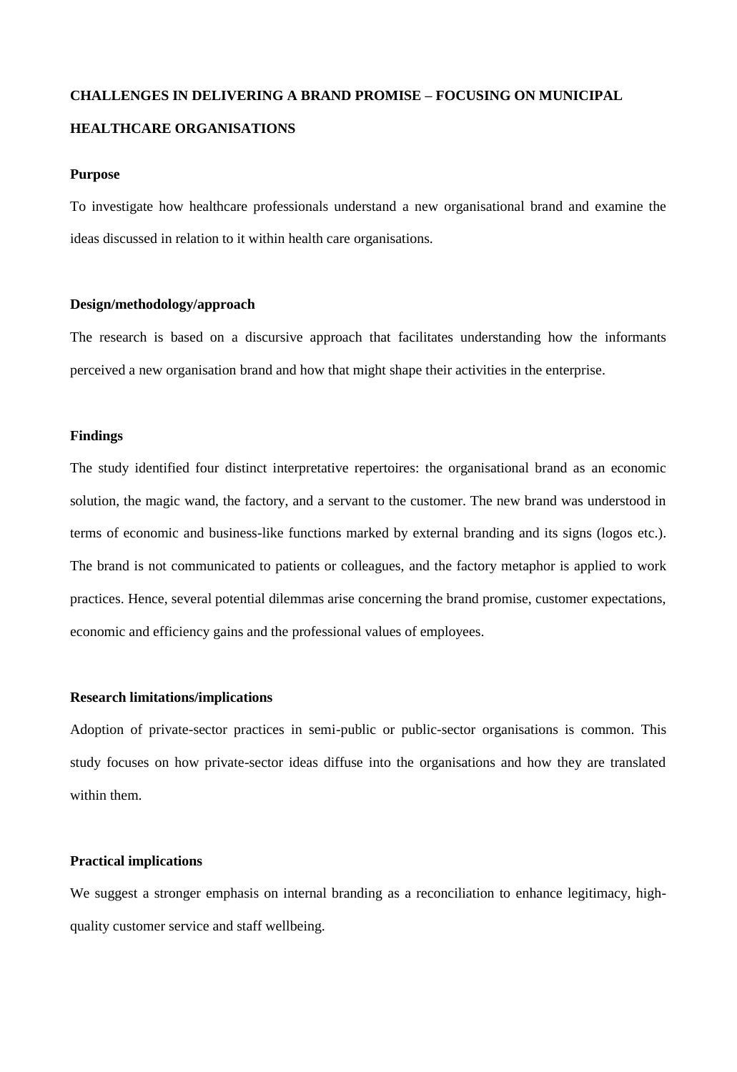# CHALLENGES IN DELIVERING A BRAND PROMISE – FOCUSING ON MUNICIPAL HEALTHCARE ORGANISATIONS

### Purpose

To investigate how healthcare professionals understand a new organisational brand and examine the ideas discussed in relation to it within health care organisations.

### Design/methodology/approach

The research is based on a discursive approach that facilitates understanding how the informants perceived a new organisation brand and how that might shape their activities in the enterprise.

### Findings

The study identified four distinct interpretative repertoires: the organisational brand as an economic solution, the magic wand, the factory, and a servant to the customer. The new brand was understood in terms of economic and business-like functions marked by external branding and its signs (logos etc.). The brand is not communicated to patients or colleagues, and the factory metaphor is applied to work practices. Hence, several potential dilemmas arise concerning the brand promise, customer expectations, economic and efficiency gains and the professional values of employees.

### Research limitations/implications

Adoption of private-sector practices in semi-public or public-sector organisations is common. This study focuses on how private-sector ideas diffuse into the organisations and how they are translated within them.

### Practical implications

We suggest a stronger emphasis on internal branding as a reconciliation to enhance legitimacy, high-quality customer service and staff wellbeing.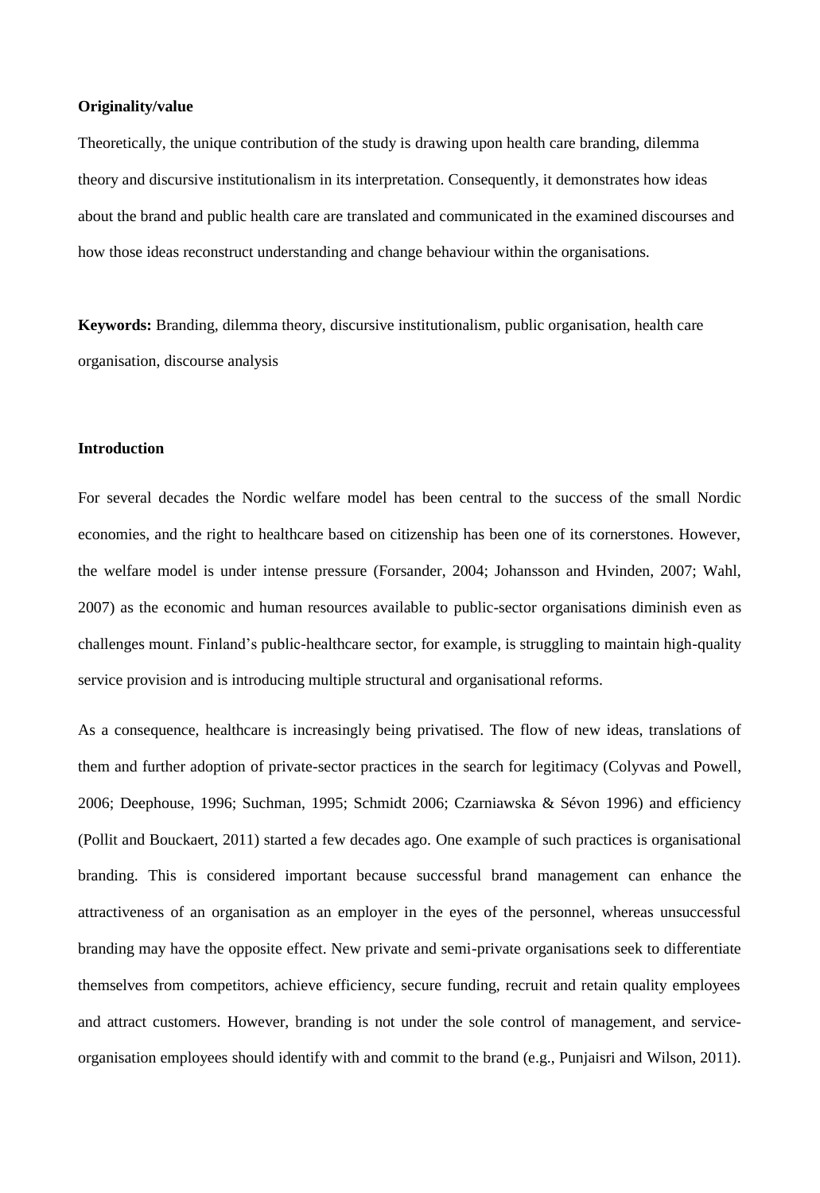**Originality/value**

Theoretically, the unique contribution of the study is drawing upon health care branding, dilemma theory and discursive institutionalism in its interpretation. Consequently, it demonstrates how ideas about the brand and public health care are translated and communicated in the examined discourses and how those ideas reconstruct understanding and change behaviour within the organisations.

**Keywords:** Branding, dilemma theory, discursive institutionalism, public organisation, health care organisation, discourse analysis

**Introduction**

For several decades the Nordic welfare model has been central to the success of the small Nordic economies, and the right to healthcare based on citizenship has been one of its cornerstones. However, the welfare model is under intense pressure (Forsander, 2004; Johansson and Hvinden, 2007; Wahl, 2007) as the economic and human resources available to public-sector organisations diminish even as challenges mount. Finland's public-healthcare sector, for example, is struggling to maintain high-quality service provision and is introducing multiple structural and organisational reforms.

As a consequence, healthcare is increasingly being privatised. The flow of new ideas, translations of them and further adoption of private-sector practices in the search for legitimacy (Colyvas and Powell, 2006; Deephouse, 1996; Suchman, 1995; Schmidt 2006; Czarniawska & Sévon 1996) and efficiency (Pollit and Bouckaert, 2011) started a few decades ago. One example of such practices is organisational branding. This is considered important because successful brand management can enhance the attractiveness of an organisation as an employer in the eyes of the personnel, whereas unsuccessful branding may have the opposite effect. New private and semi-private organisations seek to differentiate themselves from competitors, achieve efficiency, secure funding, recruit and retain quality employees and attract customers. However, branding is not under the sole control of management, and service-organisation employees should identify with and commit to the brand (e.g., Punjaisri and Wilson, 2011).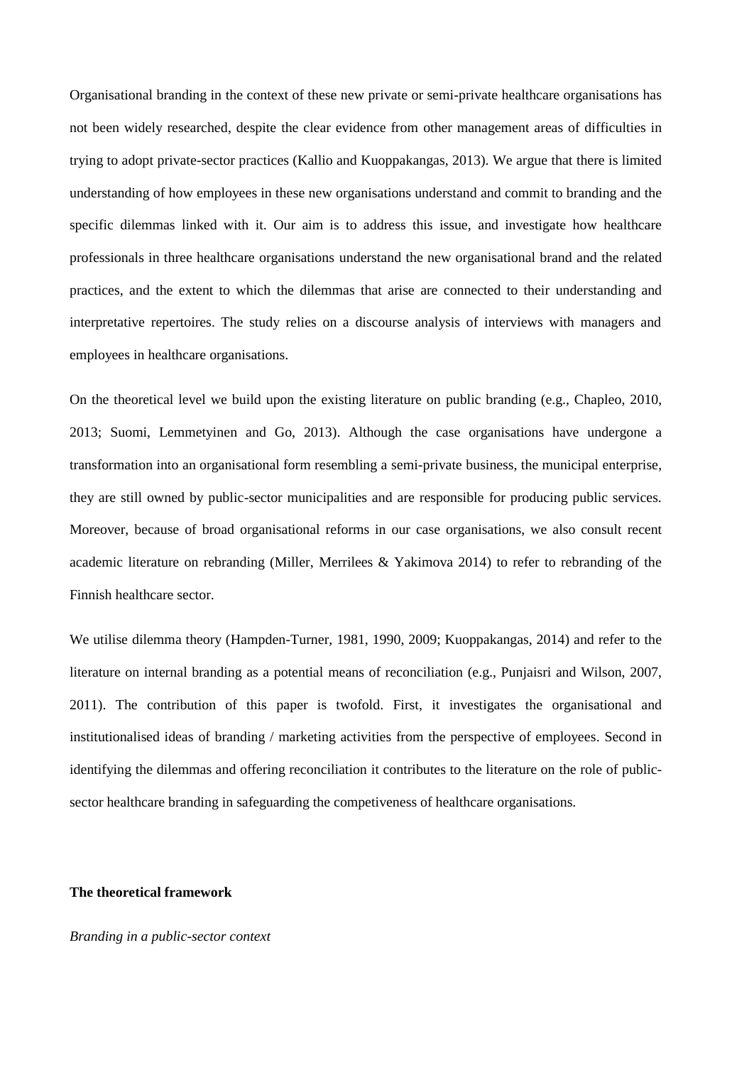Organisational branding in the context of these new private or semi-private healthcare organisations has not been widely researched, despite the clear evidence from other management areas of difficulties in trying to adopt private-sector practices (Kallio and Kuoppakangas, 2013). We argue that there is limited understanding of how employees in these new organisations understand and commit to branding and the specific dilemmas linked with it. Our aim is to address this issue, and investigate how healthcare professionals in three healthcare organisations understand the new organisational brand and the related practices, and the extent to which the dilemmas that arise are connected to their understanding and interpretative repertoires. The study relies on a discourse analysis of interviews with managers and employees in healthcare organisations.

On the theoretical level we build upon the existing literature on public branding (e.g., Chapleo, 2010, 2013; Suomi, Lemmetyinen and Go, 2013). Although the case organisations have undergone a transformation into an organisational form resembling a semi-private business, the municipal enterprise, they are still owned by public-sector municipalities and are responsible for producing public services. Moreover, because of broad organisational reforms in our case organisations, we also consult recent academic literature on rebranding (Miller, Merrilees & Yakimova 2014) to refer to rebranding of the Finnish healthcare sector.

We utilise dilemma theory (Hampden-Turner, 1981, 1990, 2009; Kuoppakangas, 2014) and refer to the literature on internal branding as a potential means of reconciliation (e.g., Punjaisri and Wilson, 2007, 2011). The contribution of this paper is twofold. First, it investigates the organisational and institutionalised ideas of branding / marketing activities from the perspective of employees. Second in identifying the dilemmas and offering reconciliation it contributes to the literature on the role of public-sector healthcare branding in safeguarding the competiveness of healthcare organisations.

## The theoretical framework

### *Branding in a public-sector context*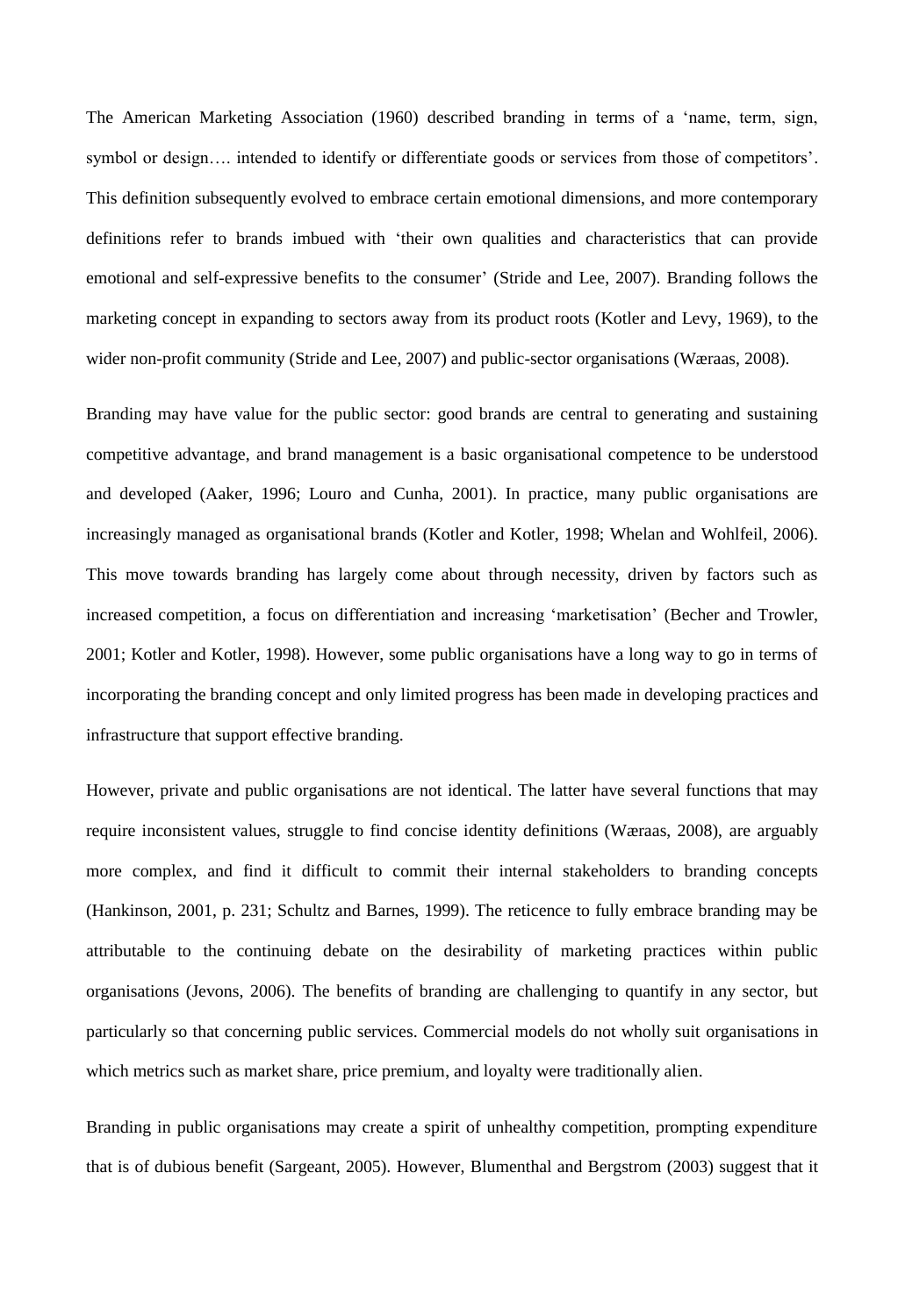The American Marketing Association (1960) described branding in terms of a 'name, term, sign, symbol or design…. intended to identify or differentiate goods or services from those of competitors'. This definition subsequently evolved to embrace certain emotional dimensions, and more contemporary definitions refer to brands imbued with 'their own qualities and characteristics that can provide emotional and self-expressive benefits to the consumer' (Stride and Lee, 2007). Branding follows the marketing concept in expanding to sectors away from its product roots (Kotler and Levy, 1969), to the wider non-profit community (Stride and Lee, 2007) and public-sector organisations (Wæraas, 2008).

Branding may have value for the public sector: good brands are central to generating and sustaining competitive advantage, and brand management is a basic organisational competence to be understood and developed (Aaker, 1996; Louro and Cunha, 2001). In practice, many public organisations are increasingly managed as organisational brands (Kotler and Kotler, 1998; Whelan and Wohlfeil, 2006). This move towards branding has largely come about through necessity, driven by factors such as increased competition, a focus on differentiation and increasing 'marketisation' (Becher and Trowler, 2001; Kotler and Kotler, 1998). However, some public organisations have a long way to go in terms of incorporating the branding concept and only limited progress has been made in developing practices and infrastructure that support effective branding.

However, private and public organisations are not identical. The latter have several functions that may require inconsistent values, struggle to find concise identity definitions (Wæraas, 2008), are arguably more complex, and find it difficult to commit their internal stakeholders to branding concepts (Hankinson, 2001, p. 231; Schultz and Barnes, 1999). The reticence to fully embrace branding may be attributable to the continuing debate on the desirability of marketing practices within public organisations (Jevons, 2006). The benefits of branding are challenging to quantify in any sector, but particularly so that concerning public services. Commercial models do not wholly suit organisations in which metrics such as market share, price premium, and loyalty were traditionally alien.

Branding in public organisations may create a spirit of unhealthy competition, prompting expenditure that is of dubious benefit (Sargeant, 2005). However, Blumenthal and Bergstrom (2003) suggest that it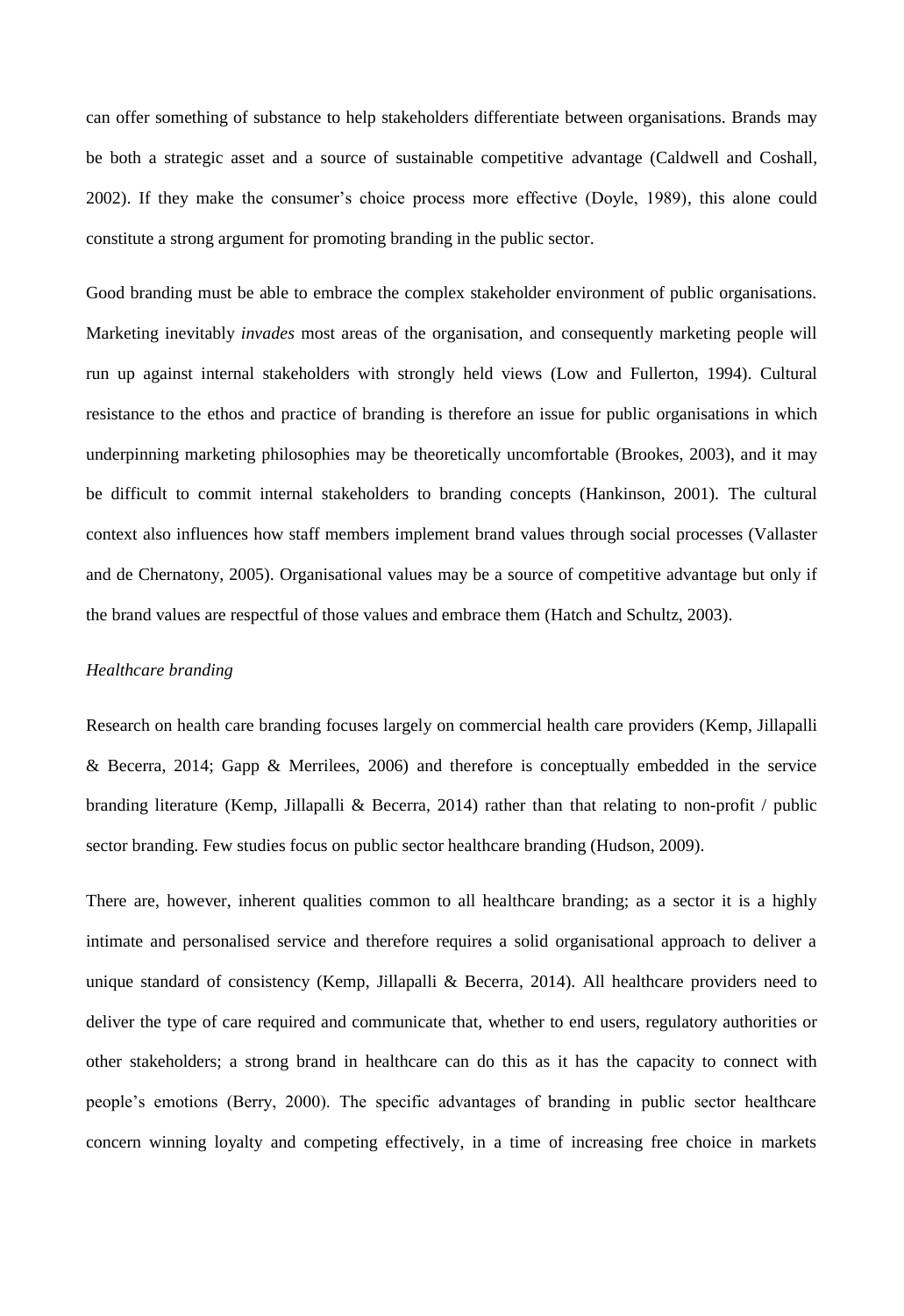can offer something of substance to help stakeholders differentiate between organisations. Brands may be both a strategic asset and a source of sustainable competitive advantage (Caldwell and Coshall, 2002). If they make the consumer's choice process more effective (Doyle, 1989), this alone could constitute a strong argument for promoting branding in the public sector.

Good branding must be able to embrace the complex stakeholder environment of public organisations. Marketing inevitably *invades* most areas of the organisation, and consequently marketing people will run up against internal stakeholders with strongly held views (Low and Fullerton, 1994). Cultural resistance to the ethos and practice of branding is therefore an issue for public organisations in which underpinning marketing philosophies may be theoretically uncomfortable (Brookes, 2003), and it may be difficult to commit internal stakeholders to branding concepts (Hankinson, 2001). The cultural context also influences how staff members implement brand values through social processes (Vallaster and de Chernatony, 2005). Organisational values may be a source of competitive advantage but only if the brand values are respectful of those values and embrace them (Hatch and Schultz, 2003).

*Healthcare branding*

Research on health care branding focuses largely on commercial health care providers (Kemp, Jillapalli & Becerra, 2014; Gapp & Merrilees, 2006) and therefore is conceptually embedded in the service branding literature (Kemp, Jillapalli & Becerra, 2014) rather than that relating to non-profit / public sector branding. Few studies focus on public sector healthcare branding (Hudson, 2009).

There are, however, inherent qualities common to all healthcare branding; as a sector it is a highly intimate and personalised service and therefore requires a solid organisational approach to deliver a unique standard of consistency (Kemp, Jillapalli & Becerra, 2014). All healthcare providers need to deliver the type of care required and communicate that, whether to end users, regulatory authorities or other stakeholders; a strong brand in healthcare can do this as it has the capacity to connect with people's emotions (Berry, 2000). The specific advantages of branding in public sector healthcare concern winning loyalty and competing effectively, in a time of increasing free choice in markets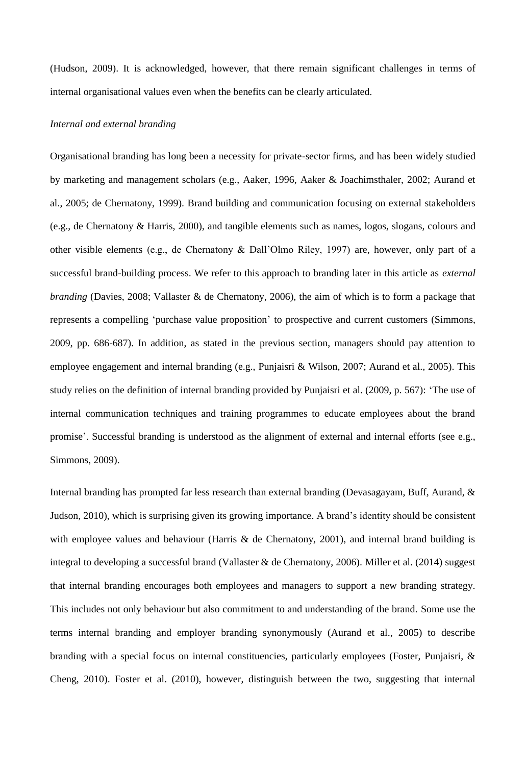(Hudson, 2009). It is acknowledged, however, that there remain significant challenges in terms of internal organisational values even when the benefits can be clearly articulated.

### *Internal and external branding*

Organisational branding has long been a necessity for private-sector firms, and has been widely studied by marketing and management scholars (e.g., Aaker, 1996, Aaker & Joachimsthaler, 2002; Aurand et al., 2005; de Chernatony, 1999). Brand building and communication focusing on external stakeholders (e.g., de Chernatony & Harris, 2000), and tangible elements such as names, logos, slogans, colours and other visible elements (e.g., de Chernatony & Dall'Olmo Riley, 1997) are, however, only part of a successful brand-building process. We refer to this approach to branding later in this article as *external branding* (Davies, 2008; Vallaster & de Chernatony, 2006), the aim of which is to form a package that represents a compelling 'purchase value proposition' to prospective and current customers (Simmons, 2009, pp. 686-687). In addition, as stated in the previous section, managers should pay attention to employee engagement and internal branding (e.g., Punjaisri & Wilson, 2007; Aurand et al., 2005). This study relies on the definition of internal branding provided by Punjaisri et al. (2009, p. 567): 'The use of internal communication techniques and training programmes to educate employees about the brand promise'. Successful branding is understood as the alignment of external and internal efforts (see e.g., Simmons, 2009).

Internal branding has prompted far less research than external branding (Devasagayam, Buff, Aurand, & Judson, 2010), which is surprising given its growing importance. A brand's identity should be consistent with employee values and behaviour (Harris & de Chernatony, 2001), and internal brand building is integral to developing a successful brand (Vallaster & de Chernatony, 2006). Miller et al. (2014) suggest that internal branding encourages both employees and managers to support a new branding strategy. This includes not only behaviour but also commitment to and understanding of the brand. Some use the terms internal branding and employer branding synonymously (Aurand et al., 2005) to describe branding with a special focus on internal constituencies, particularly employees (Foster, Punjaisri, & Cheng, 2010). Foster et al. (2010), however, distinguish between the two, suggesting that internal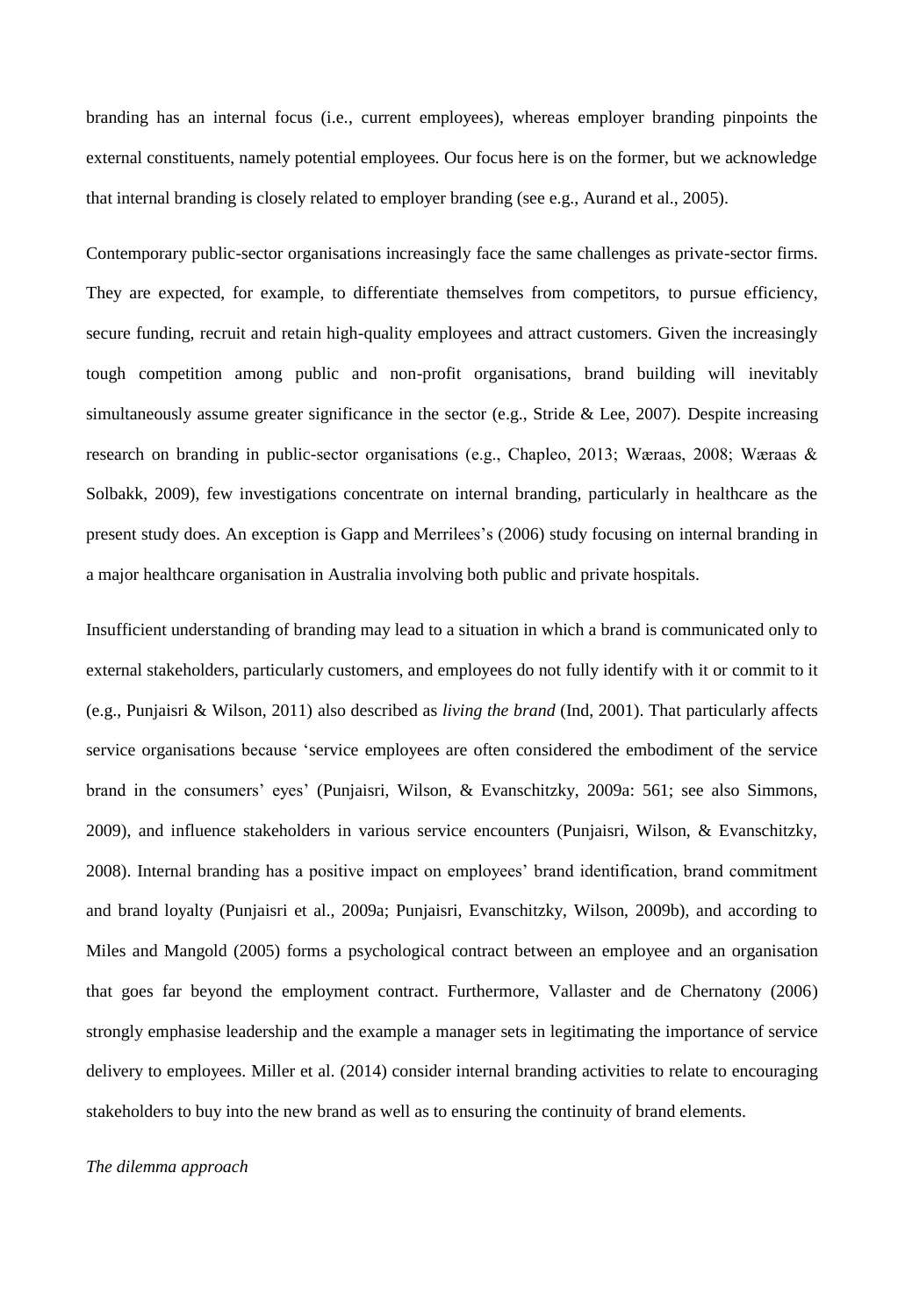branding has an internal focus (i.e., current employees), whereas employer branding pinpoints the external constituents, namely potential employees. Our focus here is on the former, but we acknowledge that internal branding is closely related to employer branding (see e.g., Aurand et al., 2005).

Contemporary public-sector organisations increasingly face the same challenges as private-sector firms. They are expected, for example, to differentiate themselves from competitors, to pursue efficiency, secure funding, recruit and retain high-quality employees and attract customers. Given the increasingly tough competition among public and non-profit organisations, brand building will inevitably simultaneously assume greater significance in the sector (e.g., Stride & Lee, 2007). Despite increasing research on branding in public-sector organisations (e.g., Chapleo, 2013; Wæraas, 2008; Wæraas & Solbakk, 2009), few investigations concentrate on internal branding, particularly in healthcare as the present study does. An exception is Gapp and Merrilees's (2006) study focusing on internal branding in a major healthcare organisation in Australia involving both public and private hospitals.

Insufficient understanding of branding may lead to a situation in which a brand is communicated only to external stakeholders, particularly customers, and employees do not fully identify with it or commit to it (e.g., Punjaisri & Wilson, 2011) also described as *living the brand* (Ind, 2001). That particularly affects service organisations because 'service employees are often considered the embodiment of the service brand in the consumers' eyes' (Punjaisri, Wilson, & Evanschitzky, 2009a: 561; see also Simmons, 2009), and influence stakeholders in various service encounters (Punjaisri, Wilson, & Evanschitzky, 2008). Internal branding has a positive impact on employees' brand identification, brand commitment and brand loyalty (Punjaisri et al., 2009a; Punjaisri, Evanschitzky, Wilson, 2009b), and according to Miles and Mangold (2005) forms a psychological contract between an employee and an organisation that goes far beyond the employment contract. Furthermore, Vallaster and de Chernatony (2006) strongly emphasise leadership and the example a manager sets in legitimating the importance of service delivery to employees. Miller et al. (2014) consider internal branding activities to relate to encouraging stakeholders to buy into the new brand as well as to ensuring the continuity of brand elements.

*The dilemma approach*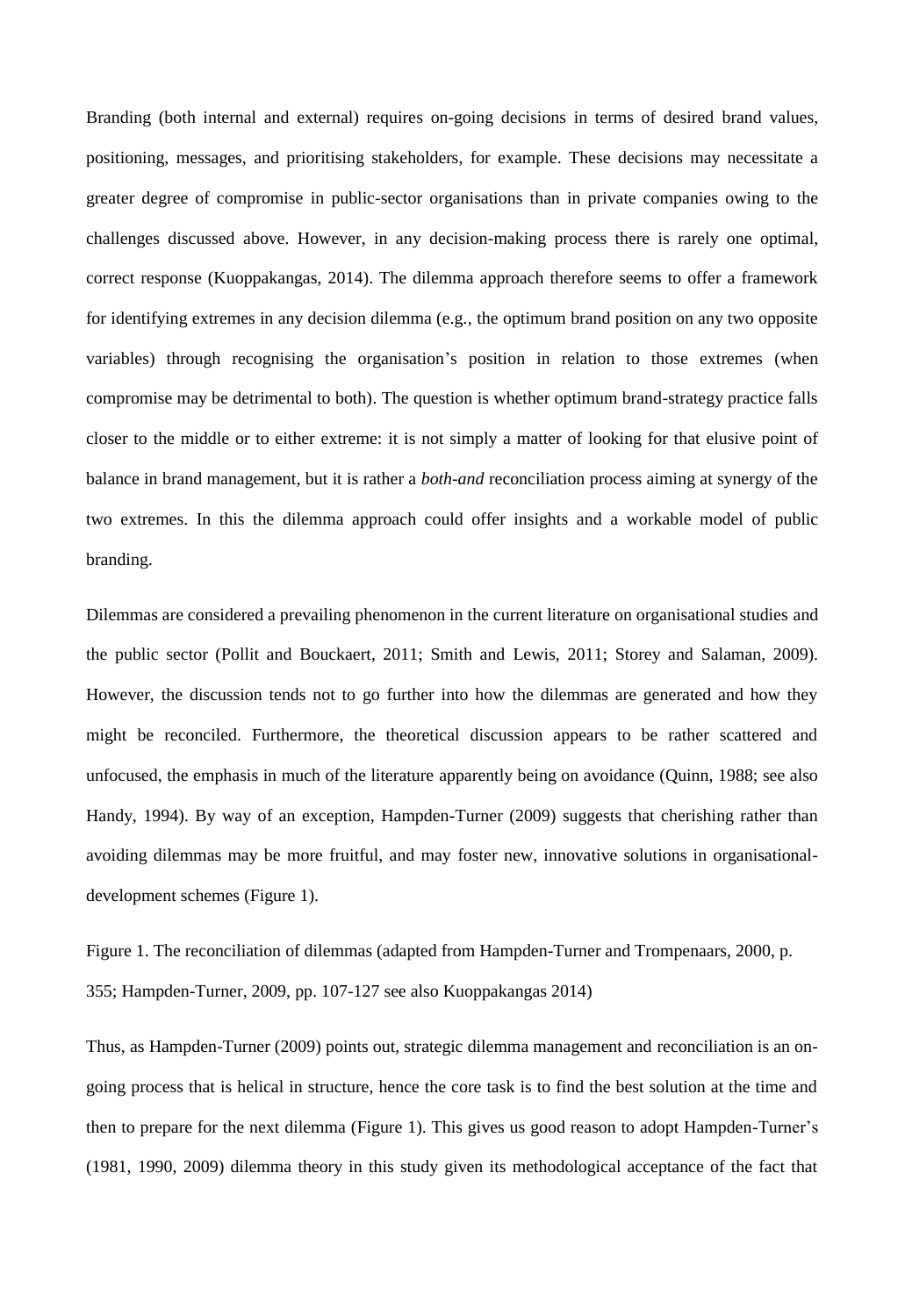Branding (both internal and external) requires on-going decisions in terms of desired brand values, positioning, messages, and prioritising stakeholders, for example. These decisions may necessitate a greater degree of compromise in public-sector organisations than in private companies owing to the challenges discussed above. However, in any decision-making process there is rarely one optimal, correct response (Kuoppakangas, 2014). The dilemma approach therefore seems to offer a framework for identifying extremes in any decision dilemma (e.g., the optimum brand position on any two opposite variables) through recognising the organisation's position in relation to those extremes (when compromise may be detrimental to both). The question is whether optimum brand-strategy practice falls closer to the middle or to either extreme: it is not simply a matter of looking for that elusive point of balance in brand management, but it is rather a *both-and* reconciliation process aiming at synergy of the two extremes. In this the dilemma approach could offer insights and a workable model of public branding.

Dilemmas are considered a prevailing phenomenon in the current literature on organisational studies and the public sector (Pollit and Bouckaert, 2011; Smith and Lewis, 2011; Storey and Salaman, 2009). However, the discussion tends not to go further into how the dilemmas are generated and how they might be reconciled. Furthermore, the theoretical discussion appears to be rather scattered and unfocused, the emphasis in much of the literature apparently being on avoidance (Quinn, 1988; see also Handy, 1994). By way of an exception, Hampden-Turner (2009) suggests that cherishing rather than avoiding dilemmas may be more fruitful, and may foster new, innovative solutions in organisational-development schemes (Figure 1).

Figure 1. The reconciliation of dilemmas (adapted from Hampden-Turner and Trompenaars, 2000, p. 355; Hampden-Turner, 2009, pp. 107-127 see also Kuoppakangas 2014)

Thus, as Hampden-Turner (2009) points out, strategic dilemma management and reconciliation is an on-going process that is helical in structure, hence the core task is to find the best solution at the time and then to prepare for the next dilemma (Figure 1). This gives us good reason to adopt Hampden-Turner's (1981, 1990, 2009) dilemma theory in this study given its methodological acceptance of the fact that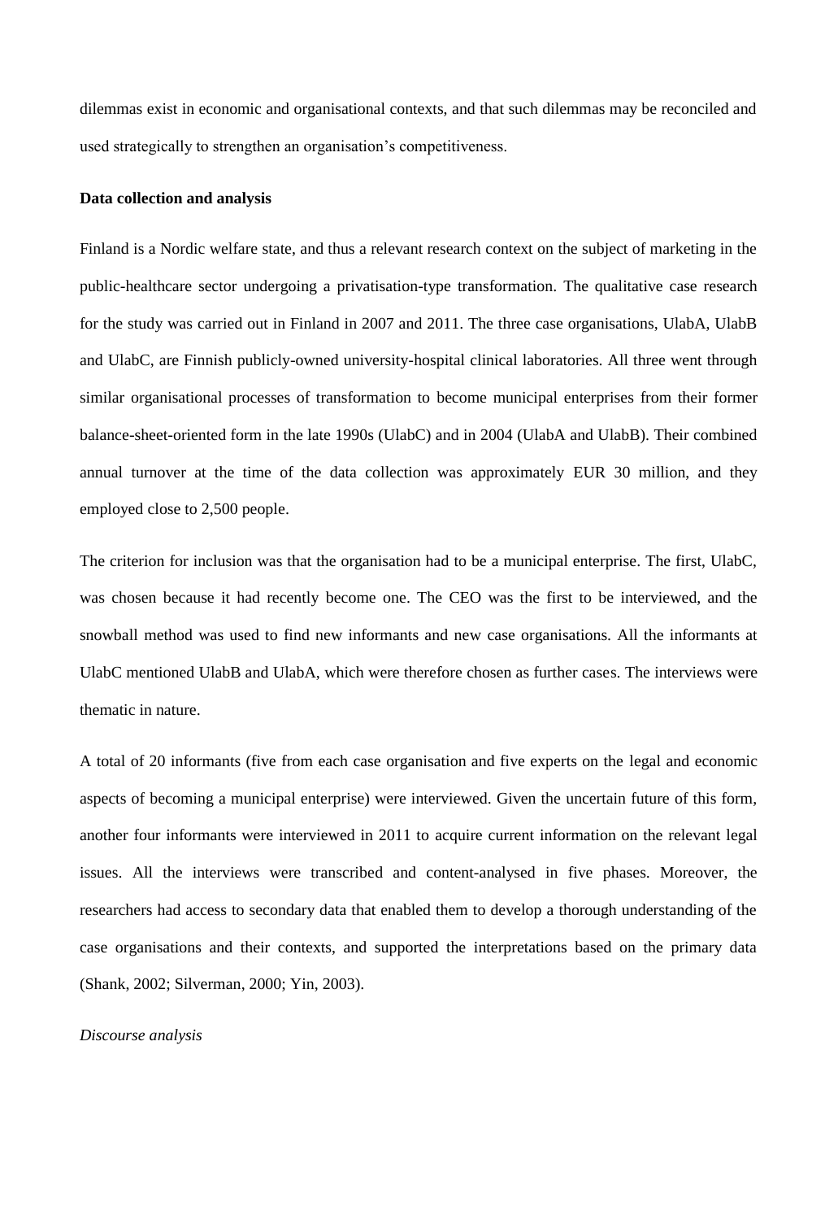dilemmas exist in economic and organisational contexts, and that such dilemmas may be reconciled and used strategically to strengthen an organisation's competitiveness.

**Data collection and analysis**

Finland is a Nordic welfare state, and thus a relevant research context on the subject of marketing in the public-healthcare sector undergoing a privatisation-type transformation. The qualitative case research for the study was carried out in Finland in 2007 and 2011. The three case organisations, UlabA, UlabB and UlabC, are Finnish publicly-owned university-hospital clinical laboratories. All three went through similar organisational processes of transformation to become municipal enterprises from their former balance-sheet-oriented form in the late 1990s (UlabC) and in 2004 (UlabA and UlabB). Their combined annual turnover at the time of the data collection was approximately EUR 30 million, and they employed close to 2,500 people.

The criterion for inclusion was that the organisation had to be a municipal enterprise. The first, UlabC, was chosen because it had recently become one. The CEO was the first to be interviewed, and the snowball method was used to find new informants and new case organisations. All the informants at UlabC mentioned UlabB and UlabA, which were therefore chosen as further cases. The interviews were thematic in nature.

A total of 20 informants (five from each case organisation and five experts on the legal and economic aspects of becoming a municipal enterprise) were interviewed. Given the uncertain future of this form, another four informants were interviewed in 2011 to acquire current information on the relevant legal issues. All the interviews were transcribed and content-analysed in five phases. Moreover, the researchers had access to secondary data that enabled them to develop a thorough understanding of the case organisations and their contexts, and supported the interpretations based on the primary data (Shank, 2002; Silverman, 2000; Yin, 2003).

*Discourse analysis*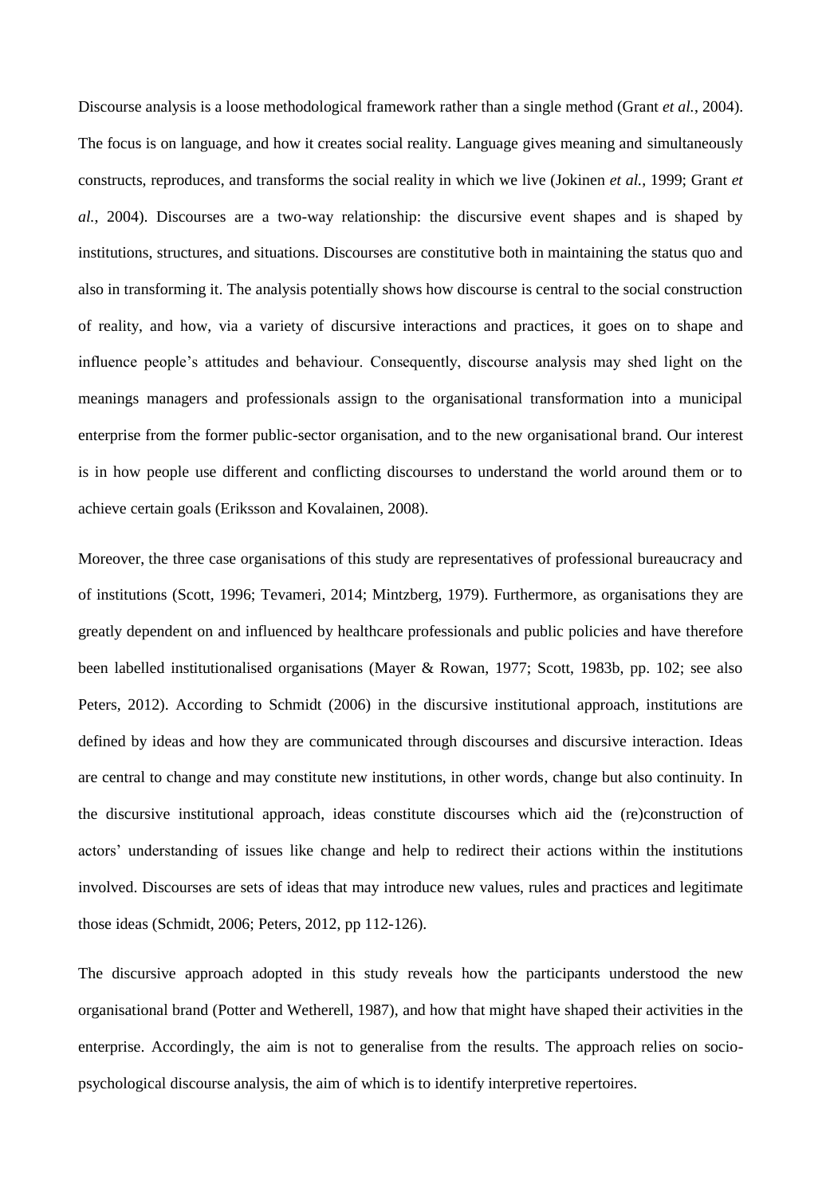Discourse analysis is a loose methodological framework rather than a single method (Grant *et al.*, 2004). The focus is on language, and how it creates social reality. Language gives meaning and simultaneously constructs, reproduces, and transforms the social reality in which we live (Jokinen *et al.*, 1999; Grant *et al.*, 2004). Discourses are a two-way relationship: the discursive event shapes and is shaped by institutions, structures, and situations. Discourses are constitutive both in maintaining the status quo and also in transforming it. The analysis potentially shows how discourse is central to the social construction of reality, and how, via a variety of discursive interactions and practices, it goes on to shape and influence people's attitudes and behaviour. Consequently, discourse analysis may shed light on the meanings managers and professionals assign to the organisational transformation into a municipal enterprise from the former public-sector organisation, and to the new organisational brand. Our interest is in how people use different and conflicting discourses to understand the world around them or to achieve certain goals (Eriksson and Kovalainen, 2008).

Moreover, the three case organisations of this study are representatives of professional bureaucracy and of institutions (Scott, 1996; Tevameri, 2014; Mintzberg, 1979). Furthermore, as organisations they are greatly dependent on and influenced by healthcare professionals and public policies and have therefore been labelled institutionalised organisations (Mayer & Rowan, 1977; Scott, 1983b, pp. 102; see also Peters, 2012). According to Schmidt (2006) in the discursive institutional approach, institutions are defined by ideas and how they are communicated through discourses and discursive interaction. Ideas are central to change and may constitute new institutions, in other words, change but also continuity. In the discursive institutional approach, ideas constitute discourses which aid the (re)construction of actors' understanding of issues like change and help to redirect their actions within the institutions involved. Discourses are sets of ideas that may introduce new values, rules and practices and legitimate those ideas (Schmidt, 2006; Peters, 2012, pp 112-126).

The discursive approach adopted in this study reveals how the participants understood the new organisational brand (Potter and Wetherell, 1987), and how that might have shaped their activities in the enterprise. Accordingly, the aim is not to generalise from the results. The approach relies on socio-psychological discourse analysis, the aim of which is to identify interpretive repertoires.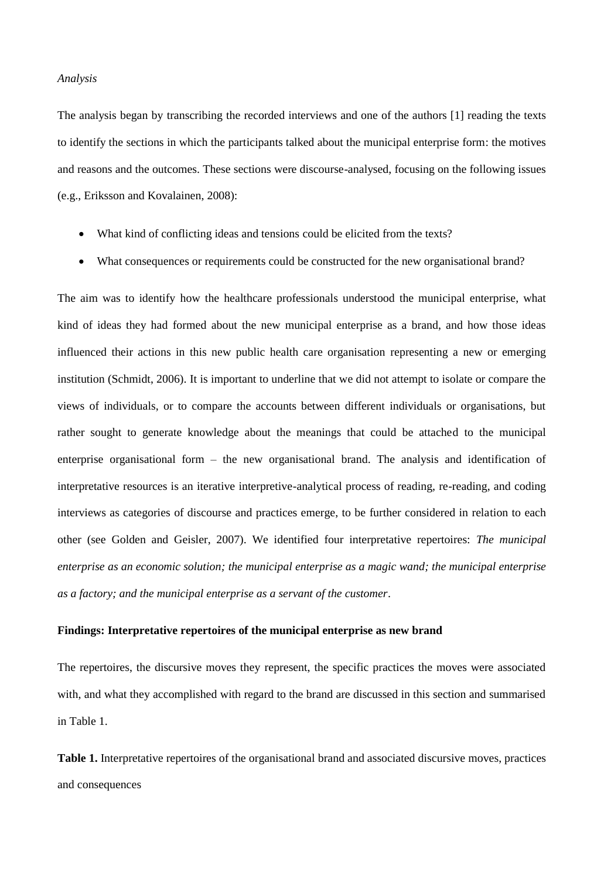*Analysis*

The analysis began by transcribing the recorded interviews and one of the authors [1] reading the texts to identify the sections in which the participants talked about the municipal enterprise form: the motives and reasons and the outcomes. These sections were discourse-analysed, focusing on the following issues (e.g., Eriksson and Kovalainen, 2008):

- What kind of conflicting ideas and tensions could be elicited from the texts?
- What consequences or requirements could be constructed for the new organisational brand?

The aim was to identify how the healthcare professionals understood the municipal enterprise, what kind of ideas they had formed about the new municipal enterprise as a brand, and how those ideas influenced their actions in this new public health care organisation representing a new or emerging institution (Schmidt, 2006). It is important to underline that we did not attempt to isolate or compare the views of individuals, or to compare the accounts between different individuals or organisations, but rather sought to generate knowledge about the meanings that could be attached to the municipal enterprise organisational form – the new organisational brand. The analysis and identification of interpretative resources is an iterative interpretive-analytical process of reading, re-reading, and coding interviews as categories of discourse and practices emerge, to be further considered in relation to each other (see Golden and Geisler, 2007). We identified four interpretative repertoires: *The municipal enterprise as an economic solution; the municipal enterprise as a magic wand; the municipal enterprise as a factory; and the municipal enterprise as a servant of the customer*.

**Findings: Interpretative repertoires of the municipal enterprise as new brand**

The repertoires, the discursive moves they represent, the specific practices the moves were associated with, and what they accomplished with regard to the brand are discussed in this section and summarised in Table 1.

**Table 1.** Interpretative repertoires of the organisational brand and associated discursive moves, practices and consequences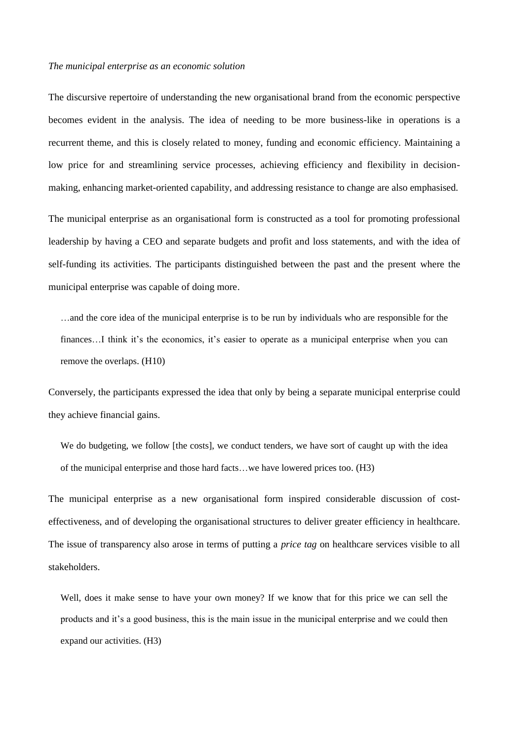*The municipal enterprise as an economic solution*

The discursive repertoire of understanding the new organisational brand from the economic perspective becomes evident in the analysis. The idea of needing to be more business-like in operations is a recurrent theme, and this is closely related to money, funding and economic efficiency. Maintaining a low price for and streamlining service processes, achieving efficiency and flexibility in decision-making, enhancing market-oriented capability, and addressing resistance to change are also emphasised.

The municipal enterprise as an organisational form is constructed as a tool for promoting professional leadership by having a CEO and separate budgets and profit and loss statements, and with the idea of self-funding its activities. The participants distinguished between the past and the present where the municipal enterprise was capable of doing more.

> …and the core idea of the municipal enterprise is to be run by individuals who are responsible for the finances…I think it's the economics, it's easier to operate as a municipal enterprise when you can remove the overlaps. (H10)

Conversely, the participants expressed the idea that only by being a separate municipal enterprise could they achieve financial gains.

> We do budgeting, we follow [the costs], we conduct tenders, we have sort of caught up with the idea of the municipal enterprise and those hard facts…we have lowered prices too. (H3)

The municipal enterprise as a new organisational form inspired considerable discussion of cost-effectiveness, and of developing the organisational structures to deliver greater efficiency in healthcare. The issue of transparency also arose in terms of putting a *price tag* on healthcare services visible to all stakeholders.

> Well, does it make sense to have your own money? If we know that for this price we can sell the products and it's a good business, this is the main issue in the municipal enterprise and we could then expand our activities. (H3)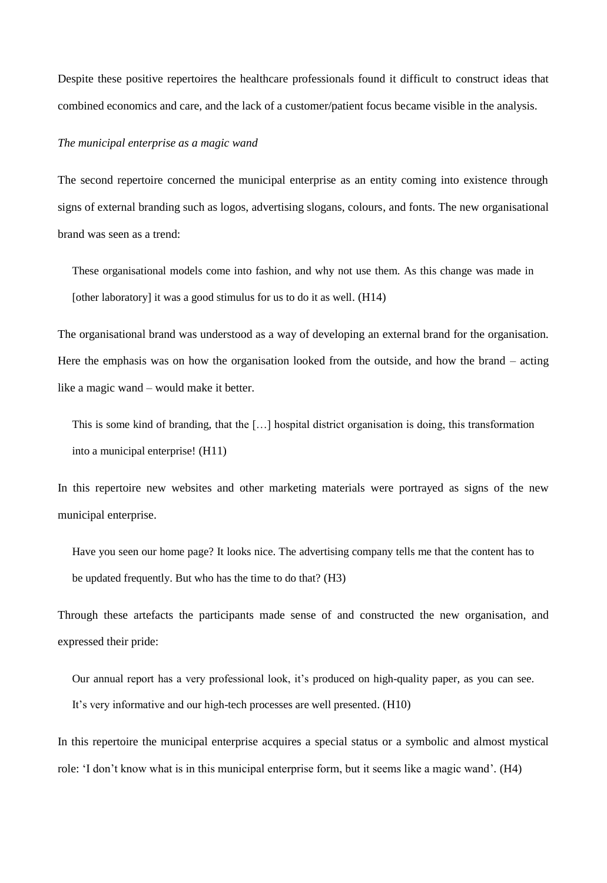Despite these positive repertoires the healthcare professionals found it difficult to construct ideas that combined economics and care, and the lack of a customer/patient focus became visible in the analysis.

*The municipal enterprise as a magic wand*

The second repertoire concerned the municipal enterprise as an entity coming into existence through signs of external branding such as logos, advertising slogans, colours, and fonts. The new organisational brand was seen as a trend:

> These organisational models come into fashion, and why not use them. As this change was made in [other laboratory] it was a good stimulus for us to do it as well. (H14)

The organisational brand was understood as a way of developing an external brand for the organisation. Here the emphasis was on how the organisation looked from the outside, and how the brand – acting like a magic wand – would make it better.

> This is some kind of branding, that the […] hospital district organisation is doing, this transformation into a municipal enterprise! (H11)

In this repertoire new websites and other marketing materials were portrayed as signs of the new municipal enterprise.

> Have you seen our home page? It looks nice. The advertising company tells me that the content has to be updated frequently. But who has the time to do that? (H3)

Through these artefacts the participants made sense of and constructed the new organisation, and expressed their pride:

> Our annual report has a very professional look, it's produced on high-quality paper, as you can see. It's very informative and our high-tech processes are well presented. (H10)

In this repertoire the municipal enterprise acquires a special status or a symbolic and almost mystical role: 'I don't know what is in this municipal enterprise form, but it seems like a magic wand'. (H4)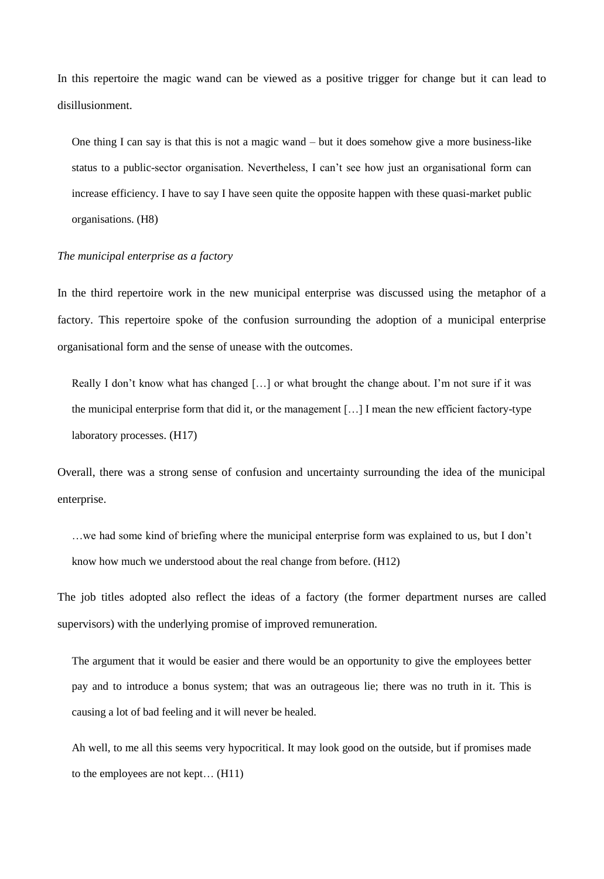In this repertoire the magic wand can be viewed as a positive trigger for change but it can lead to disillusionment.

> One thing I can say is that this is not a magic wand – but it does somehow give a more business-like status to a public-sector organisation. Nevertheless, I can't see how just an organisational form can increase efficiency. I have to say I have seen quite the opposite happen with these quasi-market public organisations. (H8)

*The municipal enterprise as a factory*

In the third repertoire work in the new municipal enterprise was discussed using the metaphor of a factory. This repertoire spoke of the confusion surrounding the adoption of a municipal enterprise organisational form and the sense of unease with the outcomes.

> Really I don't know what has changed […] or what brought the change about. I'm not sure if it was the municipal enterprise form that did it, or the management […] I mean the new efficient factory-type laboratory processes. (H17)

Overall, there was a strong sense of confusion and uncertainty surrounding the idea of the municipal enterprise.

> …we had some kind of briefing where the municipal enterprise form was explained to us, but I don't know how much we understood about the real change from before. (H12)

The job titles adopted also reflect the ideas of a factory (the former department nurses are called supervisors) with the underlying promise of improved remuneration.

> The argument that it would be easier and there would be an opportunity to give the employees better pay and to introduce a bonus system; that was an outrageous lie; there was no truth in it. This is causing a lot of bad feeling and it will never be healed.
>
> Ah well, to me all this seems very hypocritical. It may look good on the outside, but if promises made to the employees are not kept… (H11)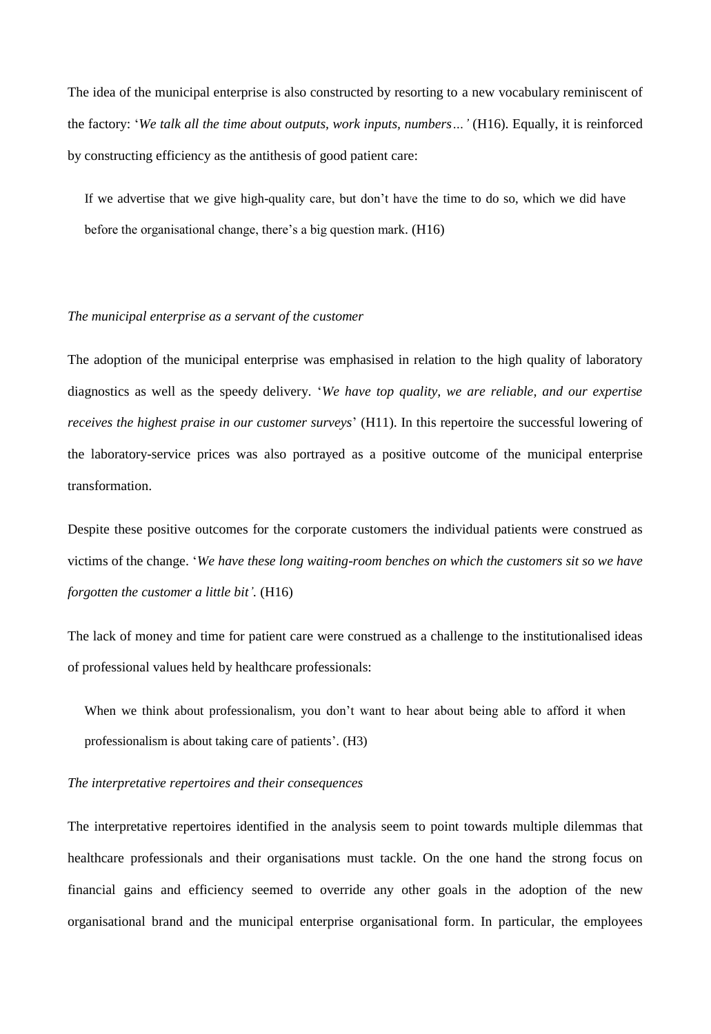The idea of the municipal enterprise is also constructed by resorting to a new vocabulary reminiscent of the factory: '*We talk all the time about outputs, work inputs, numbers…'* (H16). Equally, it is reinforced by constructing efficiency as the antithesis of good patient care:

> If we advertise that we give high-quality care, but don't have the time to do so, which we did have before the organisational change, there's a big question mark. (H16)

*The municipal enterprise as a servant of the customer*

The adoption of the municipal enterprise was emphasised in relation to the high quality of laboratory diagnostics as well as the speedy delivery. '*We have top quality, we are reliable, and our expertise receives the highest praise in our customer surveys*' (H11). In this repertoire the successful lowering of the laboratory-service prices was also portrayed as a positive outcome of the municipal enterprise transformation.

Despite these positive outcomes for the corporate customers the individual patients were construed as victims of the change. '*We have these long waiting-room benches on which the customers sit so we have forgotten the customer a little bit'.* (H16)

The lack of money and time for patient care were construed as a challenge to the institutionalised ideas of professional values held by healthcare professionals:

> When we think about professionalism, you don't want to hear about being able to afford it when professionalism is about taking care of patients'. (H3)

*The interpretative repertoires and their consequences*

The interpretative repertoires identified in the analysis seem to point towards multiple dilemmas that healthcare professionals and their organisations must tackle. On the one hand the strong focus on financial gains and efficiency seemed to override any other goals in the adoption of the new organisational brand and the municipal enterprise organisational form. In particular, the employees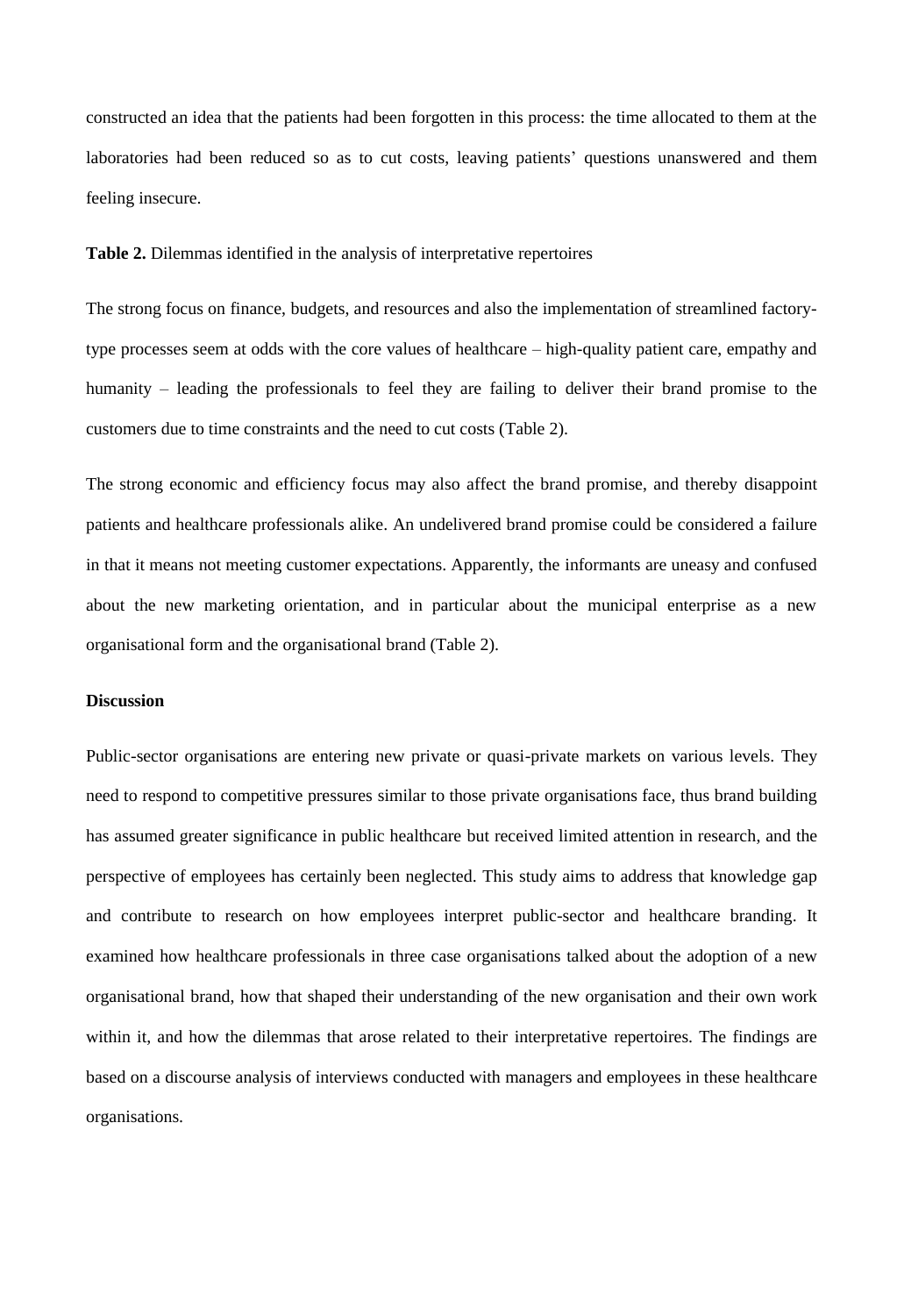constructed an idea that the patients had been forgotten in this process: the time allocated to them at the laboratories had been reduced so as to cut costs, leaving patients' questions unanswered and them feeling insecure.

**Table 2.** Dilemmas identified in the analysis of interpretative repertoires

The strong focus on finance, budgets, and resources and also the implementation of streamlined factory-type processes seem at odds with the core values of healthcare – high-quality patient care, empathy and humanity – leading the professionals to feel they are failing to deliver their brand promise to the customers due to time constraints and the need to cut costs (Table 2).

The strong economic and efficiency focus may also affect the brand promise, and thereby disappoint patients and healthcare professionals alike. An undelivered brand promise could be considered a failure in that it means not meeting customer expectations. Apparently, the informants are uneasy and confused about the new marketing orientation, and in particular about the municipal enterprise as a new organisational form and the organisational brand (Table 2).

## Discussion

Public-sector organisations are entering new private or quasi-private markets on various levels. They need to respond to competitive pressures similar to those private organisations face, thus brand building has assumed greater significance in public healthcare but received limited attention in research, and the perspective of employees has certainly been neglected. This study aims to address that knowledge gap and contribute to research on how employees interpret public-sector and healthcare branding. It examined how healthcare professionals in three case organisations talked about the adoption of a new organisational brand, how that shaped their understanding of the new organisation and their own work within it, and how the dilemmas that arose related to their interpretative repertoires. The findings are based on a discourse analysis of interviews conducted with managers and employees in these healthcare organisations.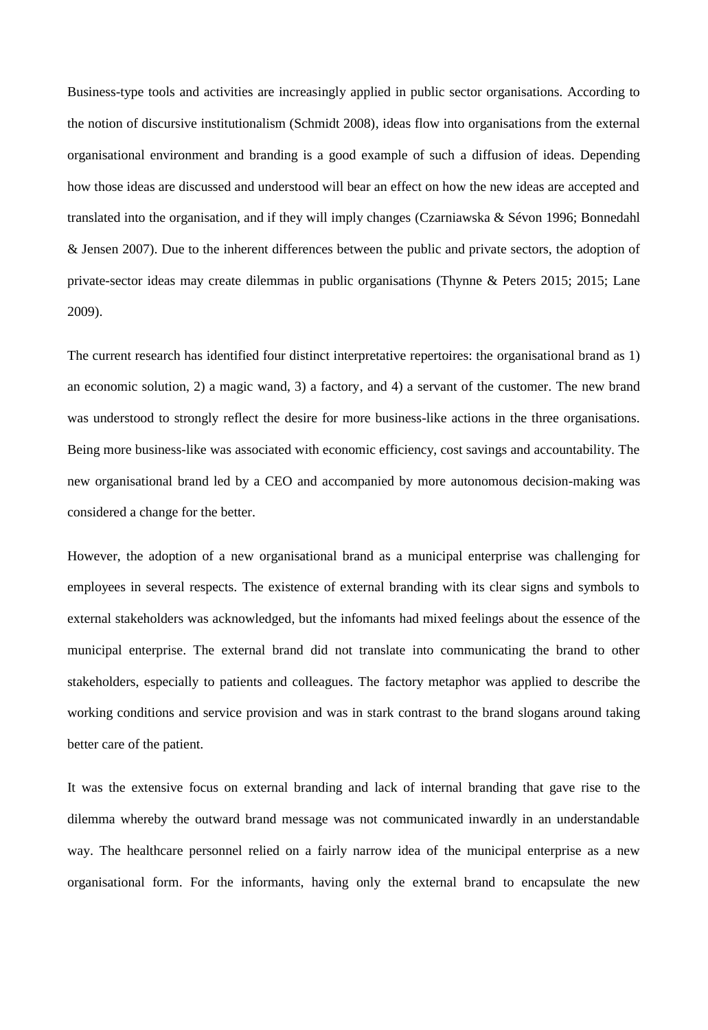Business-type tools and activities are increasingly applied in public sector organisations. According to the notion of discursive institutionalism (Schmidt 2008), ideas flow into organisations from the external organisational environment and branding is a good example of such a diffusion of ideas. Depending how those ideas are discussed and understood will bear an effect on how the new ideas are accepted and translated into the organisation, and if they will imply changes (Czarniawska & Sévon 1996; Bonnedahl & Jensen 2007). Due to the inherent differences between the public and private sectors, the adoption of private-sector ideas may create dilemmas in public organisations (Thynne & Peters 2015; 2015; Lane 2009).

The current research has identified four distinct interpretative repertoires: the organisational brand as 1) an economic solution, 2) a magic wand, 3) a factory, and 4) a servant of the customer. The new brand was understood to strongly reflect the desire for more business-like actions in the three organisations. Being more business-like was associated with economic efficiency, cost savings and accountability. The new organisational brand led by a CEO and accompanied by more autonomous decision-making was considered a change for the better.

However, the adoption of a new organisational brand as a municipal enterprise was challenging for employees in several respects. The existence of external branding with its clear signs and symbols to external stakeholders was acknowledged, but the infomants had mixed feelings about the essence of the municipal enterprise. The external brand did not translate into communicating the brand to other stakeholders, especially to patients and colleagues. The factory metaphor was applied to describe the working conditions and service provision and was in stark contrast to the brand slogans around taking better care of the patient.

It was the extensive focus on external branding and lack of internal branding that gave rise to the dilemma whereby the outward brand message was not communicated inwardly in an understandable way. The healthcare personnel relied on a fairly narrow idea of the municipal enterprise as a new organisational form. For the informants, having only the external brand to encapsulate the new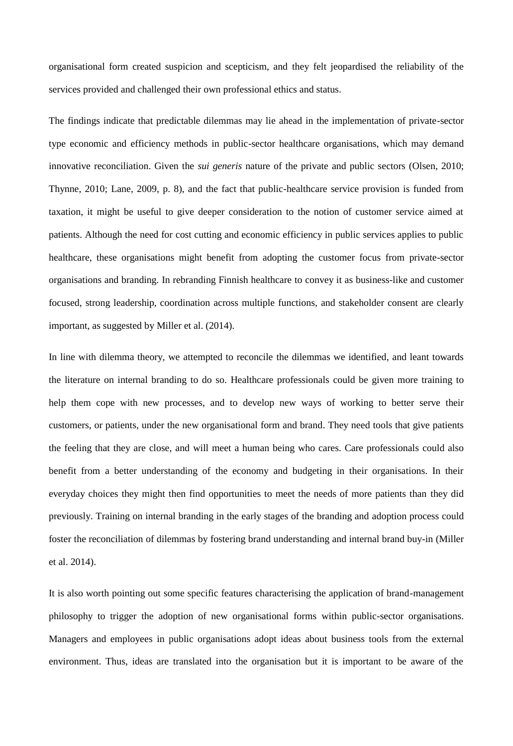organisational form created suspicion and scepticism, and they felt jeopardised the reliability of the services provided and challenged their own professional ethics and status.

The findings indicate that predictable dilemmas may lie ahead in the implementation of private-sector type economic and efficiency methods in public-sector healthcare organisations, which may demand innovative reconciliation. Given the *sui generis* nature of the private and public sectors (Olsen, 2010; Thynne, 2010; Lane, 2009, p. 8), and the fact that public-healthcare service provision is funded from taxation, it might be useful to give deeper consideration to the notion of customer service aimed at patients. Although the need for cost cutting and economic efficiency in public services applies to public healthcare, these organisations might benefit from adopting the customer focus from private-sector organisations and branding. In rebranding Finnish healthcare to convey it as business-like and customer focused, strong leadership, coordination across multiple functions, and stakeholder consent are clearly important, as suggested by Miller et al. (2014).

In line with dilemma theory, we attempted to reconcile the dilemmas we identified, and leant towards the literature on internal branding to do so. Healthcare professionals could be given more training to help them cope with new processes, and to develop new ways of working to better serve their customers, or patients, under the new organisational form and brand. They need tools that give patients the feeling that they are close, and will meet a human being who cares. Care professionals could also benefit from a better understanding of the economy and budgeting in their organisations. In their everyday choices they might then find opportunities to meet the needs of more patients than they did previously. Training on internal branding in the early stages of the branding and adoption process could foster the reconciliation of dilemmas by fostering brand understanding and internal brand buy-in (Miller et al. 2014).

It is also worth pointing out some specific features characterising the application of brand-management philosophy to trigger the adoption of new organisational forms within public-sector organisations. Managers and employees in public organisations adopt ideas about business tools from the external environment. Thus, ideas are translated into the organisation but it is important to be aware of the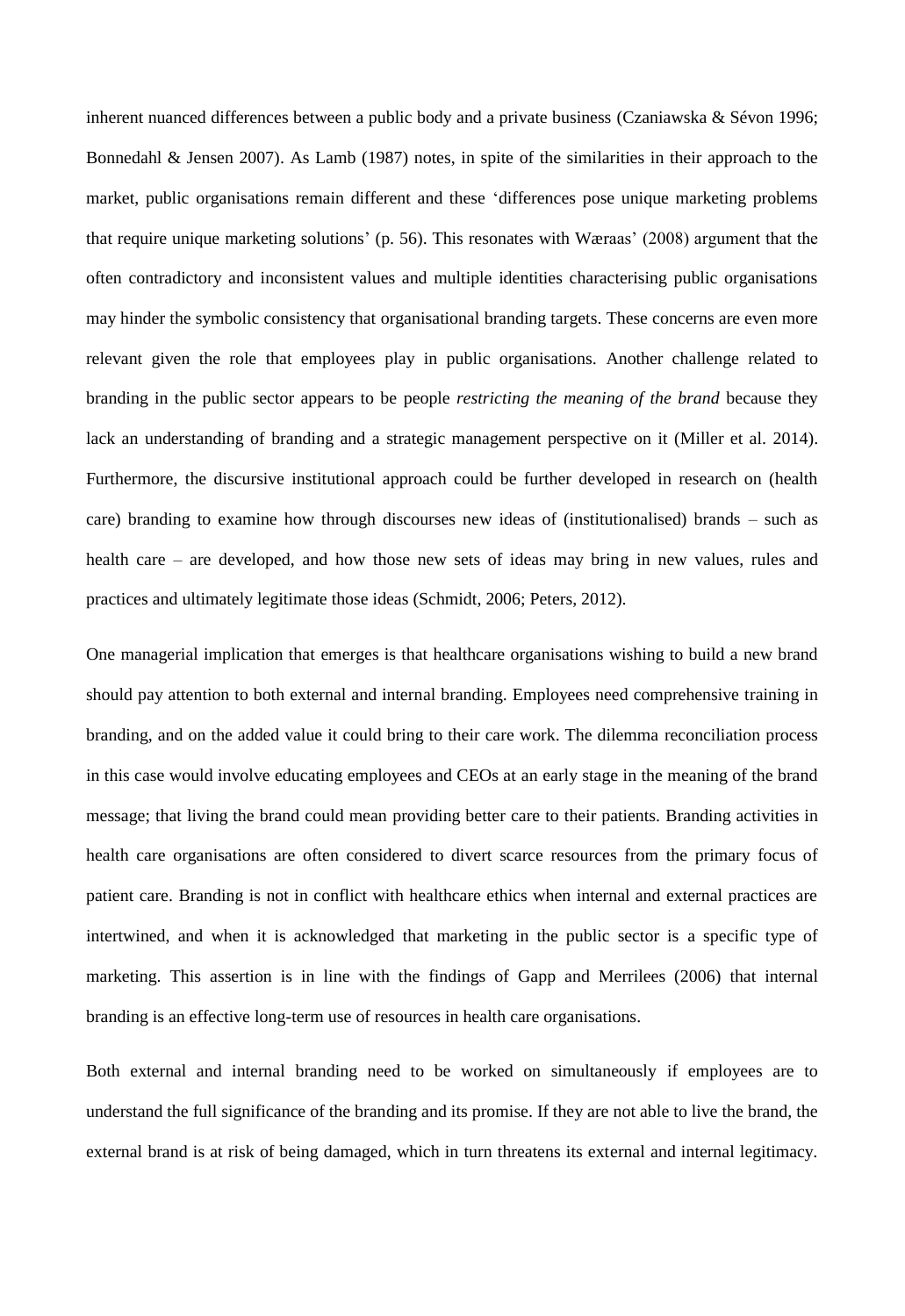inherent nuanced differences between a public body and a private business (Czaniawska & Sévon 1996; Bonnedahl & Jensen 2007). As Lamb (1987) notes, in spite of the similarities in their approach to the market, public organisations remain different and these 'differences pose unique marketing problems that require unique marketing solutions' (p. 56). This resonates with Wæraas' (2008) argument that the often contradictory and inconsistent values and multiple identities characterising public organisations may hinder the symbolic consistency that organisational branding targets. These concerns are even more relevant given the role that employees play in public organisations. Another challenge related to branding in the public sector appears to be people *restricting the meaning of the brand* because they lack an understanding of branding and a strategic management perspective on it (Miller et al. 2014). Furthermore, the discursive institutional approach could be further developed in research on (health care) branding to examine how through discourses new ideas of (institutionalised) brands – such as health care – are developed, and how those new sets of ideas may bring in new values, rules and practices and ultimately legitimate those ideas (Schmidt, 2006; Peters, 2012).

One managerial implication that emerges is that healthcare organisations wishing to build a new brand should pay attention to both external and internal branding. Employees need comprehensive training in branding, and on the added value it could bring to their care work. The dilemma reconciliation process in this case would involve educating employees and CEOs at an early stage in the meaning of the brand message; that living the brand could mean providing better care to their patients. Branding activities in health care organisations are often considered to divert scarce resources from the primary focus of patient care. Branding is not in conflict with healthcare ethics when internal and external practices are intertwined, and when it is acknowledged that marketing in the public sector is a specific type of marketing. This assertion is in line with the findings of Gapp and Merrilees (2006) that internal branding is an effective long-term use of resources in health care organisations.

Both external and internal branding need to be worked on simultaneously if employees are to understand the full significance of the branding and its promise. If they are not able to live the brand, the external brand is at risk of being damaged, which in turn threatens its external and internal legitimacy.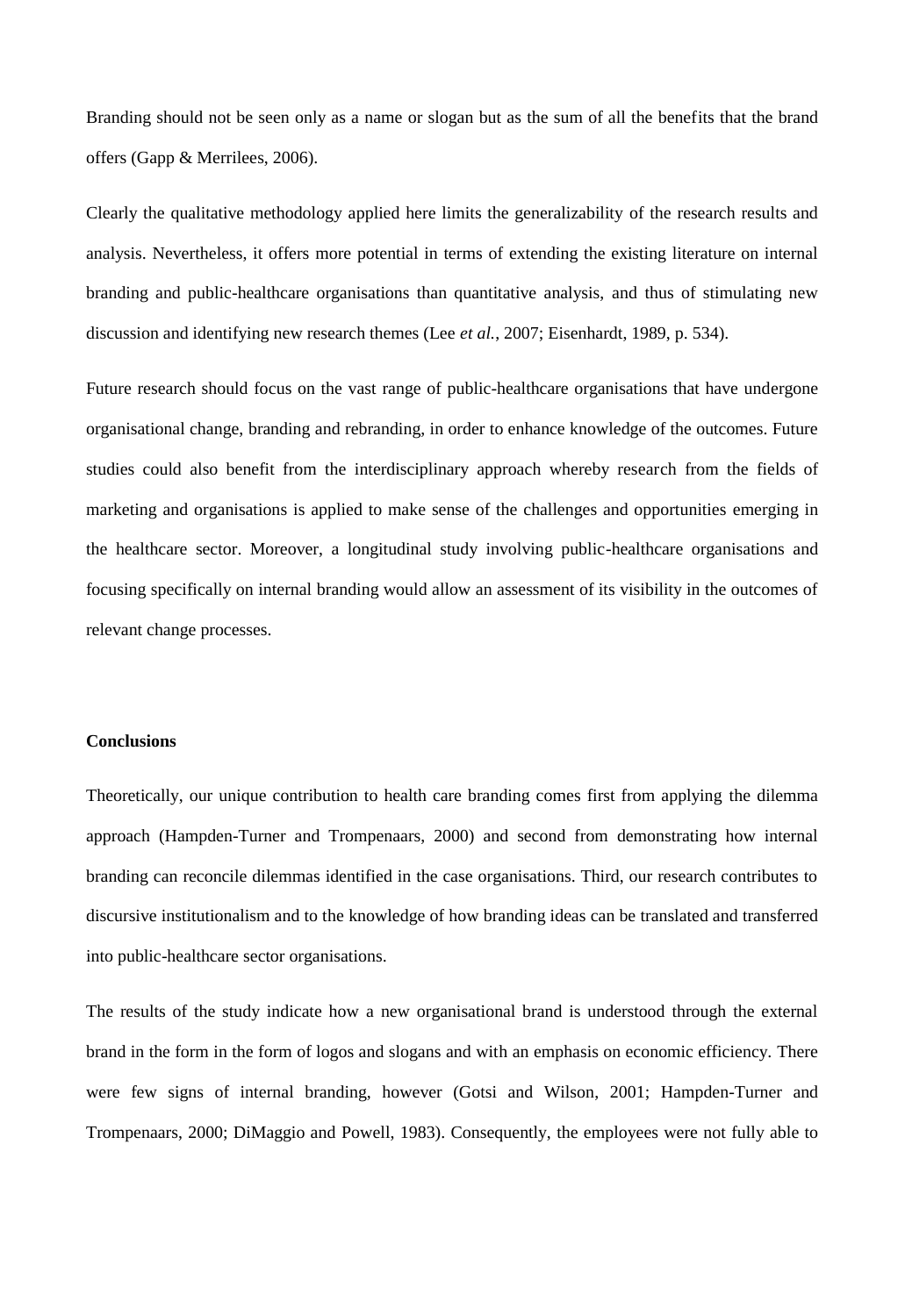Branding should not be seen only as a name or slogan but as the sum of all the benefits that the brand offers (Gapp & Merrilees, 2006).

Clearly the qualitative methodology applied here limits the generalizability of the research results and analysis. Nevertheless, it offers more potential in terms of extending the existing literature on internal branding and public-healthcare organisations than quantitative analysis, and thus of stimulating new discussion and identifying new research themes (Lee *et al.*, 2007; Eisenhardt, 1989, p. 534).

Future research should focus on the vast range of public-healthcare organisations that have undergone organisational change, branding and rebranding, in order to enhance knowledge of the outcomes. Future studies could also benefit from the interdisciplinary approach whereby research from the fields of marketing and organisations is applied to make sense of the challenges and opportunities emerging in the healthcare sector. Moreover, a longitudinal study involving public-healthcare organisations and focusing specifically on internal branding would allow an assessment of its visibility in the outcomes of relevant change processes.

**Conclusions**

Theoretically, our unique contribution to health care branding comes first from applying the dilemma approach (Hampden-Turner and Trompenaars, 2000) and second from demonstrating how internal branding can reconcile dilemmas identified in the case organisations. Third, our research contributes to discursive institutionalism and to the knowledge of how branding ideas can be translated and transferred into public-healthcare sector organisations.

The results of the study indicate how a new organisational brand is understood through the external brand in the form in the form of logos and slogans and with an emphasis on economic efficiency. There were few signs of internal branding, however (Gotsi and Wilson, 2001; Hampden-Turner and Trompenaars, 2000; DiMaggio and Powell, 1983). Consequently, the employees were not fully able to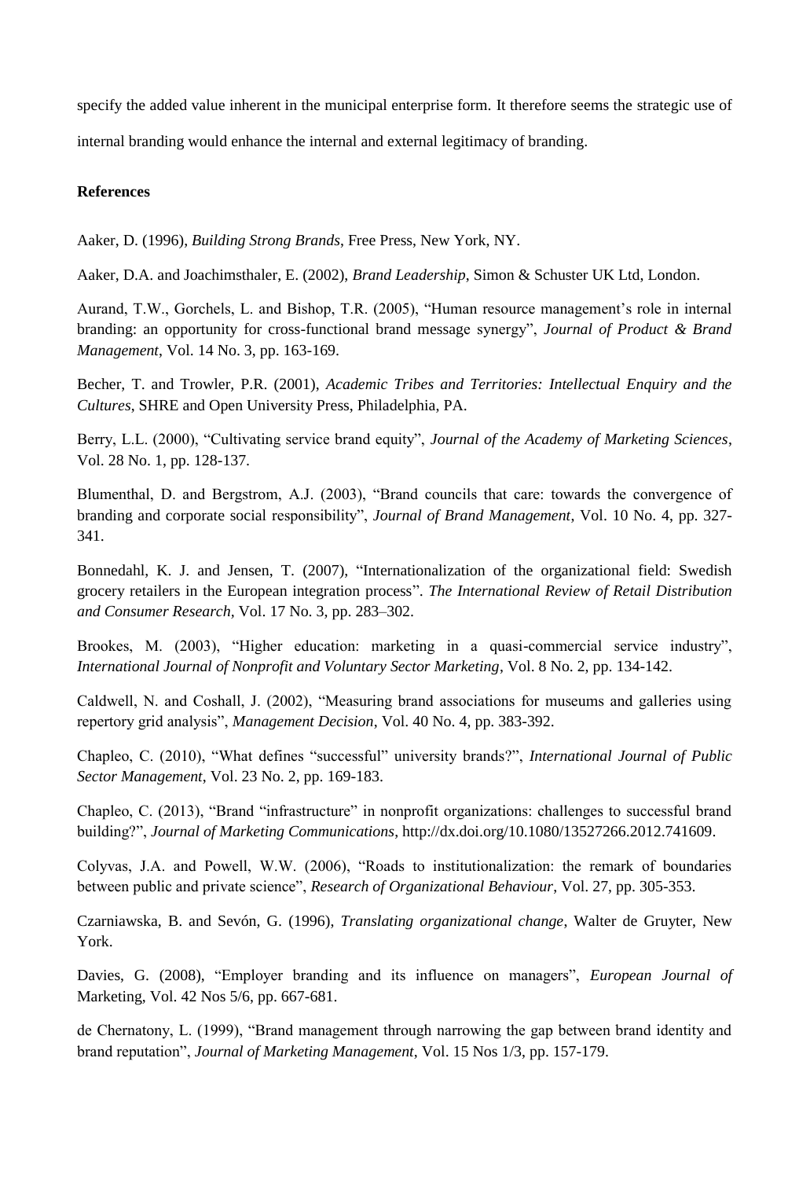specify the added value inherent in the municipal enterprise form. It therefore seems the strategic use of internal branding would enhance the internal and external legitimacy of branding.

**References**

Aaker, D. (1996), *Building Strong Brands*, Free Press, New York, NY.

Aaker, D.A. and Joachimsthaler, E. (2002), *Brand Leadership*, Simon & Schuster UK Ltd, London.

Aurand, T.W., Gorchels, L. and Bishop, T.R. (2005), "Human resource management's role in internal branding: an opportunity for cross-functional brand message synergy", *Journal of Product & Brand Management*, Vol. 14 No. 3, pp. 163-169.

Becher, T. and Trowler, P.R. (2001), *Academic Tribes and Territories: Intellectual Enquiry and the Cultures*, SHRE and Open University Press, Philadelphia, PA.

Berry, L.L. (2000), "Cultivating service brand equity", *Journal of the Academy of Marketing Sciences*, Vol. 28 No. 1, pp. 128-137.

Blumenthal, D. and Bergstrom, A.J. (2003), "Brand councils that care: towards the convergence of branding and corporate social responsibility", *Journal of Brand Management*, Vol. 10 No. 4, pp. 327-341.

Bonnedahl, K. J. and Jensen, T. (2007), "Internationalization of the organizational field: Swedish grocery retailers in the European integration process". *The International Review of Retail Distribution and Consumer Research*, Vol. 17 No. 3, pp. 283–302.

Brookes, M. (2003), "Higher education: marketing in a quasi-commercial service industry", *International Journal of Nonprofit and Voluntary Sector Marketing*, Vol. 8 No. 2, pp. 134-142.

Caldwell, N. and Coshall, J. (2002), "Measuring brand associations for museums and galleries using repertory grid analysis", *Management Decision*, Vol. 40 No. 4, pp. 383-392.

Chapleo, C. (2010), "What defines "successful" university brands?", *International Journal of Public Sector Management*, Vol. 23 No. 2, pp. 169-183.

Chapleo, C. (2013), "Brand "infrastructure" in nonprofit organizations: challenges to successful brand building?", *Journal of Marketing Communications*, http://dx.doi.org/10.1080/13527266.2012.741609.

Colyvas, J.A. and Powell, W.W. (2006), "Roads to institutionalization: the remark of boundaries between public and private science", *Research of Organizational Behaviour*, Vol. 27, pp. 305-353.

Czarniawska, B. and Sevón, G. (1996), *Translating organizational change*, Walter de Gruyter, New York.

Davies, G. (2008), "Employer branding and its influence on managers", *European Journal of* Marketing, Vol. 42 Nos 5/6, pp. 667-681.

de Chernatony, L. (1999), "Brand management through narrowing the gap between brand identity and brand reputation", *Journal of Marketing Management*, Vol. 15 Nos 1/3, pp. 157-179.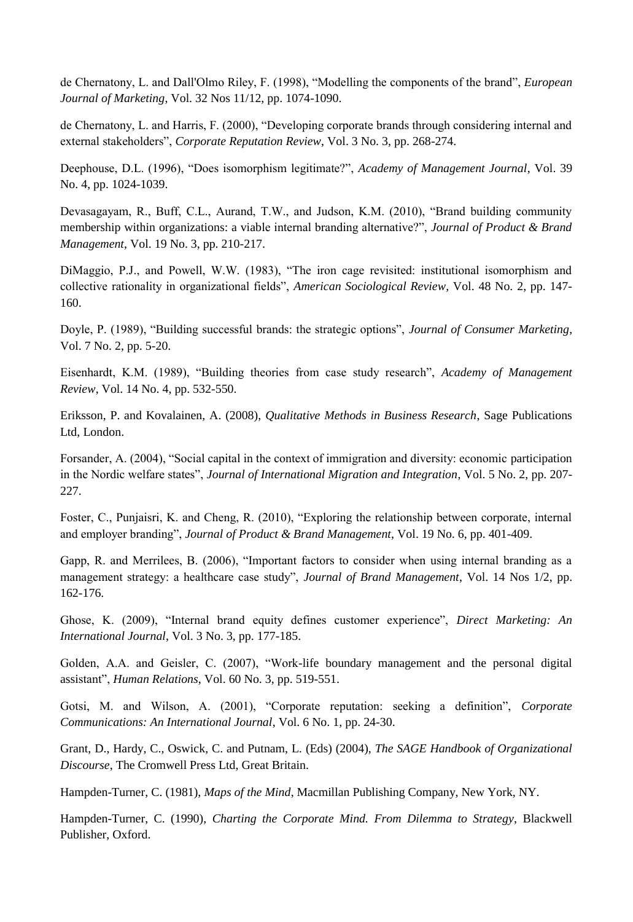de Chernatony, L. and Dall'Olmo Riley, F. (1998), "Modelling the components of the brand", *European Journal of Marketing*, Vol. 32 Nos 11/12, pp. 1074-1090.

de Chernatony, L. and Harris, F. (2000), "Developing corporate brands through considering internal and external stakeholders", *Corporate Reputation Review*, Vol. 3 No. 3, pp. 268-274.

Deephouse, D.L. (1996), "Does isomorphism legitimate?", *Academy of Management Journal*, Vol. 39 No. 4, pp. 1024-1039.

Devasagayam, R., Buff, C.L., Aurand, T.W., and Judson, K.M. (2010), "Brand building community membership within organizations: a viable internal branding alternative?", *Journal of Product & Brand Management*, Vol. 19 No. 3, pp. 210-217.

DiMaggio, P.J., and Powell, W.W. (1983), "The iron cage revisited: institutional isomorphism and collective rationality in organizational fields", *American Sociological Review*, Vol. 48 No. 2, pp. 147-160.

Doyle, P. (1989), "Building successful brands: the strategic options", *Journal of Consumer Marketing*, Vol. 7 No. 2, pp. 5-20.

Eisenhardt, K.M. (1989), "Building theories from case study research", *Academy of Management Review*, Vol. 14 No. 4, pp. 532-550.

Eriksson, P. and Kovalainen, A. (2008), *Qualitative Methods in Business Research*, Sage Publications Ltd, London.

Forsander, A. (2004), "Social capital in the context of immigration and diversity: economic participation in the Nordic welfare states", *Journal of International Migration and Integration*, Vol. 5 No. 2, pp. 207-227.

Foster, C., Punjaisri, K. and Cheng, R. (2010), "Exploring the relationship between corporate, internal and employer branding", *Journal of Product & Brand Management*, Vol. 19 No. 6, pp. 401-409.

Gapp, R. and Merrilees, B. (2006), "Important factors to consider when using internal branding as a management strategy: a healthcare case study", *Journal of Brand Management*, Vol. 14 Nos 1/2, pp. 162-176.

Ghose, K. (2009), "Internal brand equity defines customer experience", *Direct Marketing: An International Journal*, Vol. 3 No. 3, pp. 177-185.

Golden, A.A. and Geisler, C. (2007), "Work-life boundary management and the personal digital assistant", *Human Relations*, Vol. 60 No. 3, pp. 519-551.

Gotsi, M. and Wilson, A. (2001), "Corporate reputation: seeking a definition", *Corporate Communications: An International Journal*, Vol. 6 No. 1, pp. 24-30.

Grant, D., Hardy, C., Oswick, C. and Putnam, L. (Eds) (2004), *The SAGE Handbook of Organizational Discourse*, The Cromwell Press Ltd, Great Britain.

Hampden-Turner, C. (1981), *Maps of the Mind*, Macmillan Publishing Company, New York, NY.

Hampden-Turner, C. (1990), *Charting the Corporate Mind. From Dilemma to Strategy*, Blackwell Publisher, Oxford.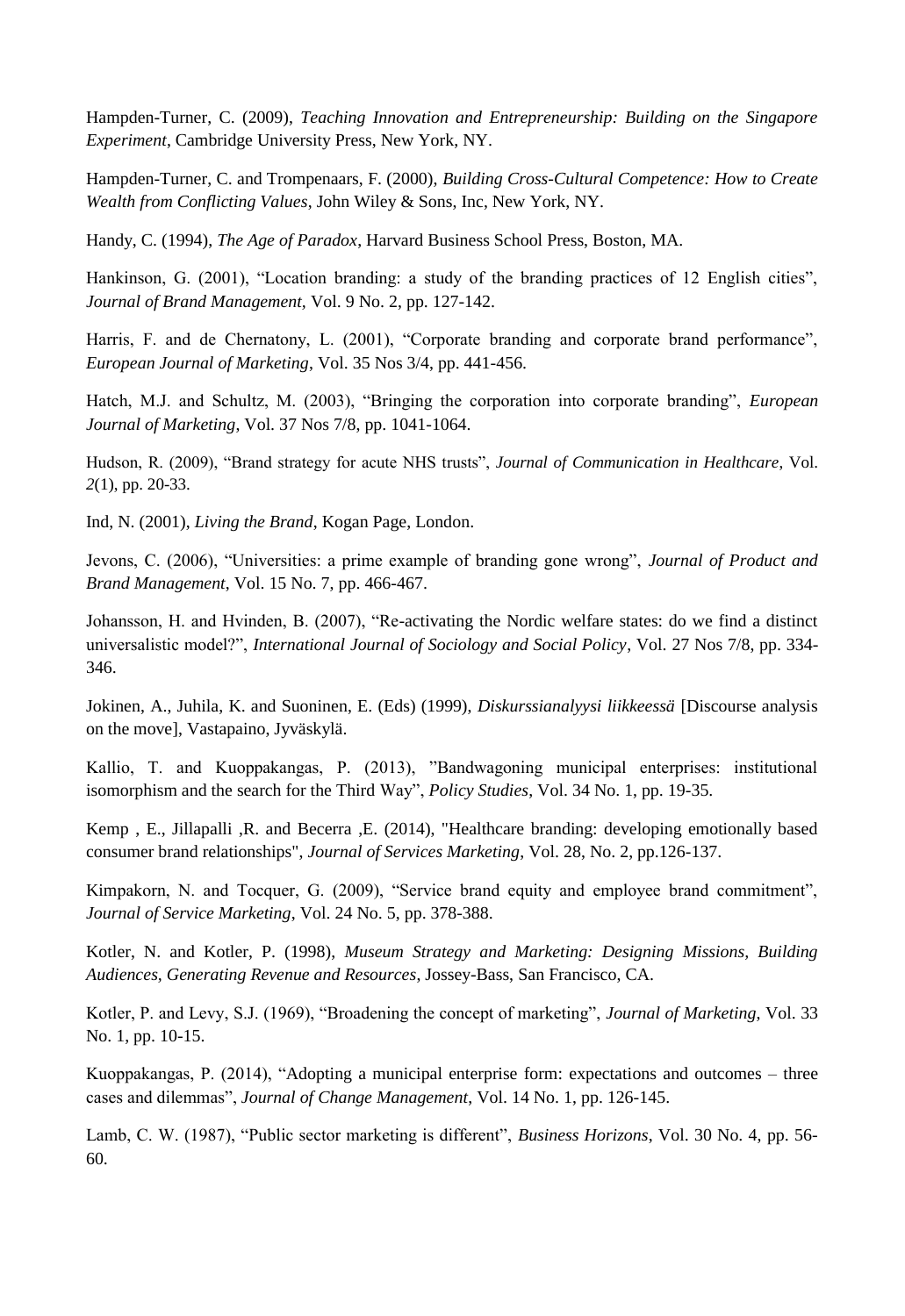Hampden-Turner, C. (2009), *Teaching Innovation and Entrepreneurship: Building on the Singapore Experiment*, Cambridge University Press, New York, NY.

Hampden-Turner, C. and Trompenaars, F. (2000), *Building Cross-Cultural Competence: How to Create Wealth from Conflicting Values*, John Wiley & Sons, Inc, New York, NY.

Handy, C. (1994), *The Age of Paradox*, Harvard Business School Press, Boston, MA.

Hankinson, G. (2001), "Location branding: a study of the branding practices of 12 English cities", *Journal of Brand Management*, Vol. 9 No. 2, pp. 127-142.

Harris, F. and de Chernatony, L. (2001), "Corporate branding and corporate brand performance", *European Journal of Marketing*, Vol. 35 Nos 3/4, pp. 441-456.

Hatch, M.J. and Schultz, M. (2003), "Bringing the corporation into corporate branding", *European Journal of Marketing*, Vol. 37 Nos 7/8, pp. 1041-1064.

Hudson, R. (2009), "Brand strategy for acute NHS trusts", *Journal of Communication in Healthcare*, Vol. *2*(1), pp. 20-33.

Ind, N. (2001), *Living the Brand*, Kogan Page, London.

Jevons, C. (2006), "Universities: a prime example of branding gone wrong", *Journal of Product and Brand Management*, Vol. 15 No. 7, pp. 466-467.

Johansson, H. and Hvinden, B. (2007), "Re-activating the Nordic welfare states: do we find a distinct universalistic model?", *International Journal of Sociology and Social Policy*, Vol. 27 Nos 7/8, pp. 334-346.

Jokinen, A., Juhila, K. and Suoninen, E. (Eds) (1999), *Diskurssianalyysi liikkeessä* [Discourse analysis on the move], Vastapaino, Jyväskylä.

Kallio, T. and Kuoppakangas, P. (2013), "Bandwagoning municipal enterprises: institutional isomorphism and the search for the Third Way", *Policy Studies*, Vol. 34 No. 1, pp. 19-35.

Kemp , E., Jillapalli ,R. and Becerra ,E. (2014), "Healthcare branding: developing emotionally based consumer brand relationships", *Journal of Services Marketing*, Vol. 28, No. 2, pp.126-137.

Kimpakorn, N. and Tocquer, G. (2009), "Service brand equity and employee brand commitment", *Journal of Service Marketing*, Vol. 24 No. 5, pp. 378-388.

Kotler, N. and Kotler, P. (1998), *Museum Strategy and Marketing: Designing Missions, Building Audiences, Generating Revenue and Resources*, Jossey-Bass, San Francisco, CA.

Kotler, P. and Levy, S.J. (1969), "Broadening the concept of marketing", *Journal of Marketing*, Vol. 33 No. 1, pp. 10-15.

Kuoppakangas, P. (2014), "Adopting a municipal enterprise form: expectations and outcomes – three cases and dilemmas", *Journal of Change Management*, Vol. 14 No. 1, pp. 126-145.

Lamb, C. W. (1987), "Public sector marketing is different", *Business Horizons*, Vol. 30 No. 4, pp. 56-60.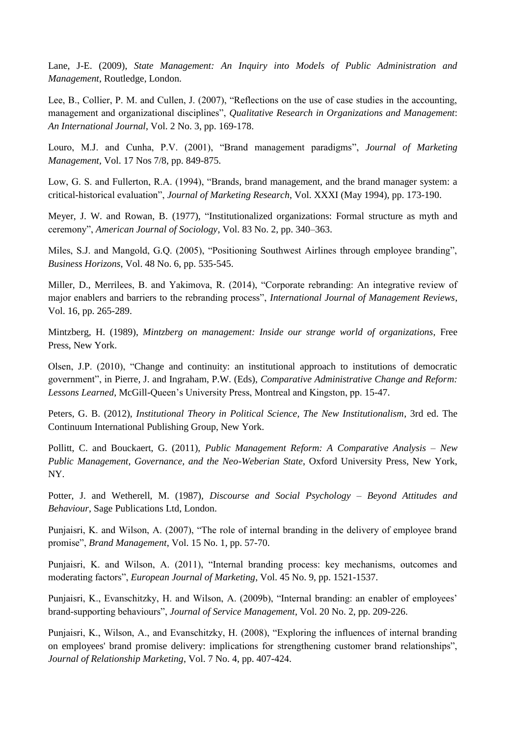Lane, J-E. (2009), *State Management: An Inquiry into Models of Public Administration and Management*, Routledge, London.

Lee, B., Collier, P. M. and Cullen, J. (2007), "Reflections on the use of case studies in the accounting, management and organizational disciplines", *Qualitative Research in Organizations and Management*: *An International Journal*, Vol. 2 No. 3, pp. 169-178.

Louro, M.J. and Cunha, P.V. (2001), "Brand management paradigms", *Journal of Marketing Management*, Vol. 17 Nos 7/8, pp. 849-875.

Low, G. S. and Fullerton, R.A. (1994), "Brands, brand management, and the brand manager system: a critical-historical evaluation", *Journal of Marketing Research*, Vol. XXXI (May 1994), pp. 173-190.

Meyer, J. W. and Rowan, B. (1977), "Institutionalized organizations: Formal structure as myth and ceremony", *American Journal of Sociology*, Vol. 83 No. 2, pp. 340–363.

Miles, S.J. and Mangold, G.Q. (2005), "Positioning Southwest Airlines through employee branding", *Business Horizons*, Vol. 48 No. 6, pp. 535-545.

Miller, D., Merrilees, B. and Yakimova, R. (2014), "Corporate rebranding: An integrative review of major enablers and barriers to the rebranding process", *International Journal of Management Reviews*, Vol. 16, pp. 265-289.

Mintzberg, H. (1989), *Mintzberg on management: Inside our strange world of organizations*, Free Press, New York.

Olsen, J.P. (2010), "Change and continuity: an institutional approach to institutions of democratic government", in Pierre, J. and Ingraham, P.W. (Eds), *Comparative Administrative Change and Reform: Lessons Learned*, McGill-Queen's University Press, Montreal and Kingston, pp. 15-47.

Peters, G. B. (2012), *Institutional Theory in Political Science, The New Institutionalism*, 3rd ed. The Continuum International Publishing Group, New York.

Pollitt, C. and Bouckaert, G. (2011), *Public Management Reform: A Comparative Analysis – New Public Management, Governance, and the Neo-Weberian State*, Oxford University Press, New York, NY.

Potter, J. and Wetherell, M. (1987), *Discourse and Social Psychology – Beyond Attitudes and Behaviour*, Sage Publications Ltd, London.

Punjaisri, K. and Wilson, A. (2007), "The role of internal branding in the delivery of employee brand promise", *Brand Management*, Vol. 15 No. 1, pp. 57-70.

Punjaisri, K. and Wilson, A. (2011), "Internal branding process: key mechanisms, outcomes and moderating factors", *European Journal of Marketing*, Vol. 45 No. 9, pp. 1521-1537.

Punjaisri, K., Evanschitzky, H. and Wilson, A. (2009b), "Internal branding: an enabler of employees' brand-supporting behaviours", *Journal of Service Management*, Vol. 20 No. 2, pp. 209-226.

Punjaisri, K., Wilson, A., and Evanschitzky, H. (2008), "Exploring the influences of internal branding on employees' brand promise delivery: implications for strengthening customer brand relationships", *Journal of Relationship Marketing*, Vol. 7 No. 4, pp. 407-424.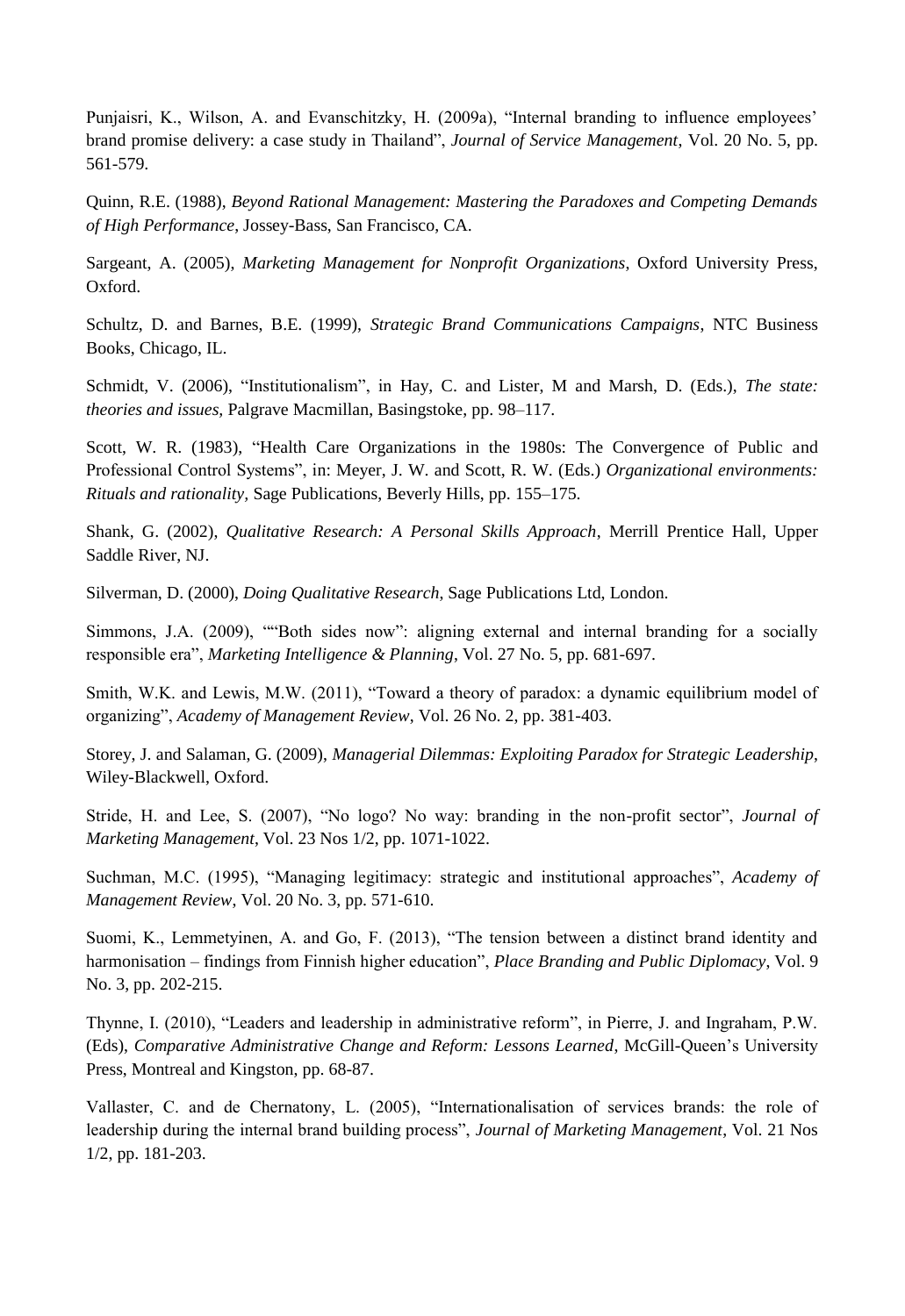Punjaisri, K., Wilson, A. and Evanschitzky, H. (2009a), "Internal branding to influence employees' brand promise delivery: a case study in Thailand", *Journal of Service Management*, Vol. 20 No. 5, pp. 561-579.

Quinn, R.E. (1988), *Beyond Rational Management: Mastering the Paradoxes and Competing Demands of High Performance*, Jossey-Bass, San Francisco, CA.

Sargeant, A. (2005), *Marketing Management for Nonprofit Organizations*, Oxford University Press, Oxford.

Schultz, D. and Barnes, B.E. (1999), *Strategic Brand Communications Campaigns*, NTC Business Books, Chicago, IL.

Schmidt, V. (2006), "Institutionalism", in Hay, C. and Lister, M and Marsh, D. (Eds.), *The state: theories and issues*, Palgrave Macmillan, Basingstoke, pp. 98–117.

Scott, W. R. (1983), "Health Care Organizations in the 1980s: The Convergence of Public and Professional Control Systems", in: Meyer, J. W. and Scott, R. W. (Eds.) *Organizational environments: Rituals and rationality*, Sage Publications, Beverly Hills, pp. 155–175.

Shank, G. (2002), *Qualitative Research: A Personal Skills Approach*, Merrill Prentice Hall, Upper Saddle River, NJ.

Silverman, D. (2000), *Doing Qualitative Research*, Sage Publications Ltd, London.

Simmons, J.A. (2009), ""Both sides now": aligning external and internal branding for a socially responsible era", *Marketing Intelligence & Planning*, Vol. 27 No. 5, pp. 681-697.

Smith, W.K. and Lewis, M.W. (2011), "Toward a theory of paradox: a dynamic equilibrium model of organizing", *Academy of Management Review*, Vol. 26 No. 2, pp. 381-403.

Storey, J. and Salaman, G. (2009), *Managerial Dilemmas: Exploiting Paradox for Strategic Leadership*, Wiley-Blackwell, Oxford.

Stride, H. and Lee, S. (2007), "No logo? No way: branding in the non-profit sector", *Journal of Marketing Management*, Vol. 23 Nos 1/2, pp. 1071-1022.

Suchman, M.C. (1995), "Managing legitimacy: strategic and institutional approaches", *Academy of Management Review*, Vol. 20 No. 3, pp. 571-610.

Suomi, K., Lemmetyinen, A. and Go, F. (2013), "The tension between a distinct brand identity and harmonisation – findings from Finnish higher education", *Place Branding and Public Diplomacy*, Vol. 9 No. 3, pp. 202-215.

Thynne, I. (2010), "Leaders and leadership in administrative reform", in Pierre, J. and Ingraham, P.W. (Eds), *Comparative Administrative Change and Reform: Lessons Learned*, McGill-Queen's University Press, Montreal and Kingston, pp. 68-87.

Vallaster, C. and de Chernatony, L. (2005), "Internationalisation of services brands: the role of leadership during the internal brand building process", *Journal of Marketing Management*, Vol. 21 Nos 1/2, pp. 181-203.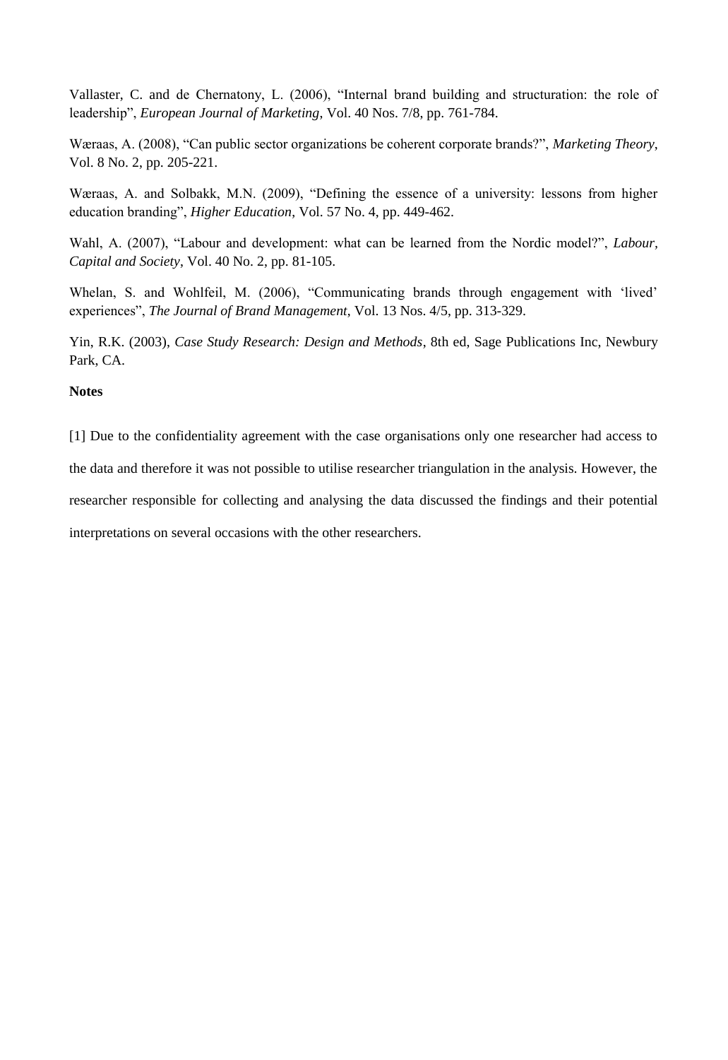Vallaster, C. and de Chernatony, L. (2006), “Internal brand building and structuration: the role of leadership”, *European Journal of Marketing*, Vol. 40 Nos. 7/8, pp. 761-784.

Wæraas, A. (2008), “Can public sector organizations be coherent corporate brands?”, *Marketing Theory*, Vol. 8 No. 2, pp. 205-221.

Wæraas, A. and Solbakk, M.N. (2009), “Defining the essence of a university: lessons from higher education branding”, *Higher Education*, Vol. 57 No. 4, pp. 449-462.

Wahl, A. (2007), “Labour and development: what can be learned from the Nordic model?”, *Labour, Capital and Society*, Vol. 40 No. 2, pp. 81-105.

Whelan, S. and Wohlfeil, M. (2006), “Communicating brands through engagement with ‘lived’ experiences”, *The Journal of Brand Management*, Vol. 13 Nos. 4/5, pp. 313-329.

Yin, R.K. (2003), *Case Study Research: Design and Methods*, 8th ed, Sage Publications Inc, Newbury Park, CA.

**Notes**

[1] Due to the confidentiality agreement with the case organisations only one researcher had access to the data and therefore it was not possible to utilise researcher triangulation in the analysis. However, the researcher responsible for collecting and analysing the data discussed the findings and their potential interpretations on several occasions with the other researchers.